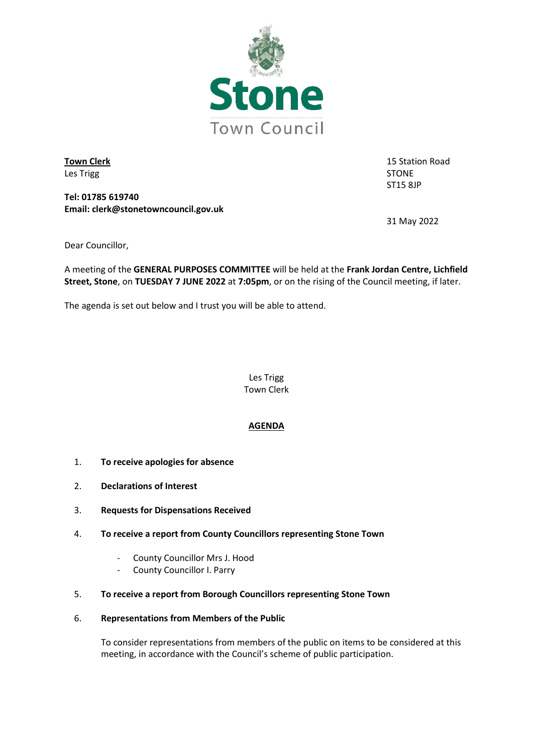# Stone
Town Council

**Town Clerk**
Les Trigg

**Tel: 01785 619740**
**Email: clerk@stonetowncouncil.gov.uk**

15 Station Road
STONE
ST15 8JP

31 May 2022

Dear Councillor,

A meeting of the **GENERAL PURPOSES COMMITTEE** will be held at the **Frank Jordan Centre, Lichfield Street, Stone**, on **TUESDAY 7 JUNE 2022** at **7:05pm**, or on the rising of the Council meeting, if later.

The agenda is set out below and I trust you will be able to attend.

Les Trigg
Town Clerk

## AGENDA

1. **To receive apologies for absence**

2. **Declarations of Interest**

3. **Requests for Dispensations Received**

4. **To receive a report from County Councillors representing Stone Town**

   - County Councillor Mrs J. Hood
   - County Councillor I. Parry

5. **To receive a report from Borough Councillors representing Stone Town**

6. **Representations from Members of the Public**

   To consider representations from members of the public on items to be considered at this meeting, in accordance with the Council's scheme of public participation.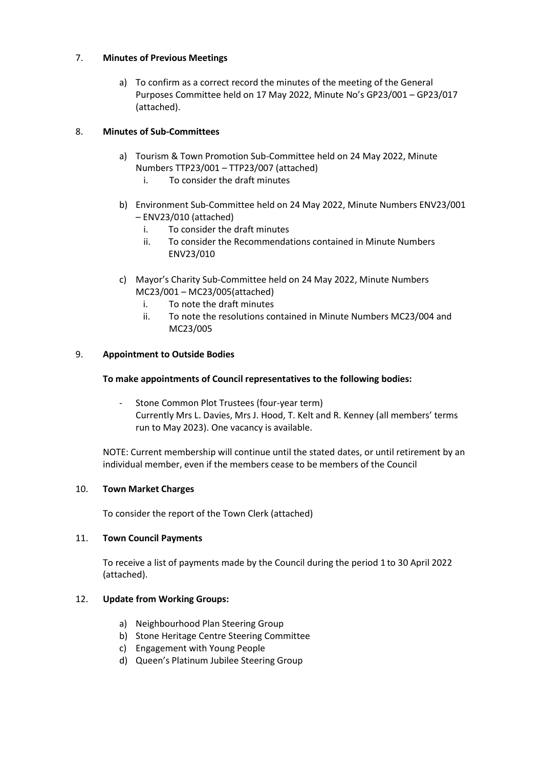7. **Minutes of Previous Meetings**

   a) To confirm as a correct record the minutes of the meeting of the General Purposes Committee held on 17 May 2022, Minute No's GP23/001 – GP23/017 (attached).

8. **Minutes of Sub-Committees**

   a) Tourism & Town Promotion Sub-Committee held on 24 May 2022, Minute Numbers TTP23/001 – TTP23/007 (attached)
      i. To consider the draft minutes

   b) Environment Sub-Committee held on 24 May 2022, Minute Numbers ENV23/001 – ENV23/010 (attached)
      i. To consider the draft minutes
      ii. To consider the Recommendations contained in Minute Numbers ENV23/010

   c) Mayor's Charity Sub-Committee held on 24 May 2022, Minute Numbers MC23/001 – MC23/005(attached)
      i. To note the draft minutes
      ii. To note the resolutions contained in Minute Numbers MC23/004 and MC23/005

9. **Appointment to Outside Bodies**

   **To make appointments of Council representatives to the following bodies:**

   - Stone Common Plot Trustees (four-year term)
     Currently Mrs L. Davies, Mrs J. Hood, T. Kelt and R. Kenney (all members' terms run to May 2023). One vacancy is available.

   NOTE: Current membership will continue until the stated dates, or until retirement by an individual member, even if the members cease to be members of the Council

10. **Town Market Charges**

    To consider the report of the Town Clerk (attached)

11. **Town Council Payments**

    To receive a list of payments made by the Council during the period 1 to 30 April 2022 (attached).

12. **Update from Working Groups:**

    a) Neighbourhood Plan Steering Group
    b) Stone Heritage Centre Steering Committee
    c) Engagement with Young People
    d) Queen's Platinum Jubilee Steering Group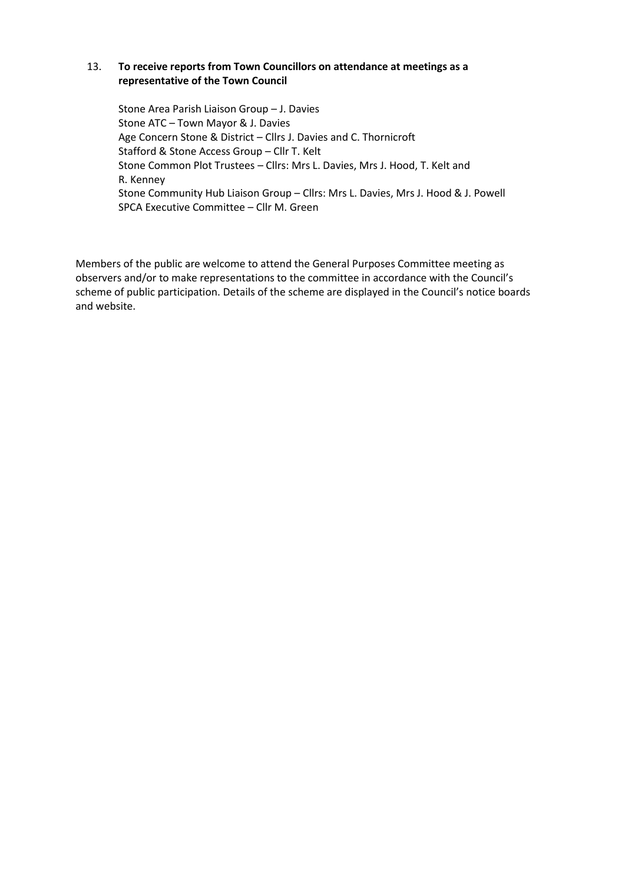13. **To receive reports from Town Councillors on attendance at meetings as a representative of the Town Council**

    Stone Area Parish Liaison Group – J. Davies
    Stone ATC – Town Mayor & J. Davies
    Age Concern Stone & District – Cllrs J. Davies and C. Thornicroft
    Stafford & Stone Access Group – Cllr T. Kelt
    Stone Common Plot Trustees – Cllrs: Mrs L. Davies, Mrs J. Hood, T. Kelt and R. Kenney
    Stone Community Hub Liaison Group – Cllrs: Mrs L. Davies, Mrs J. Hood & J. Powell
    SPCA Executive Committee – Cllr M. Green

Members of the public are welcome to attend the General Purposes Committee meeting as observers and/or to make representations to the committee in accordance with the Council's scheme of public participation. Details of the scheme are displayed in the Council's notice boards and website.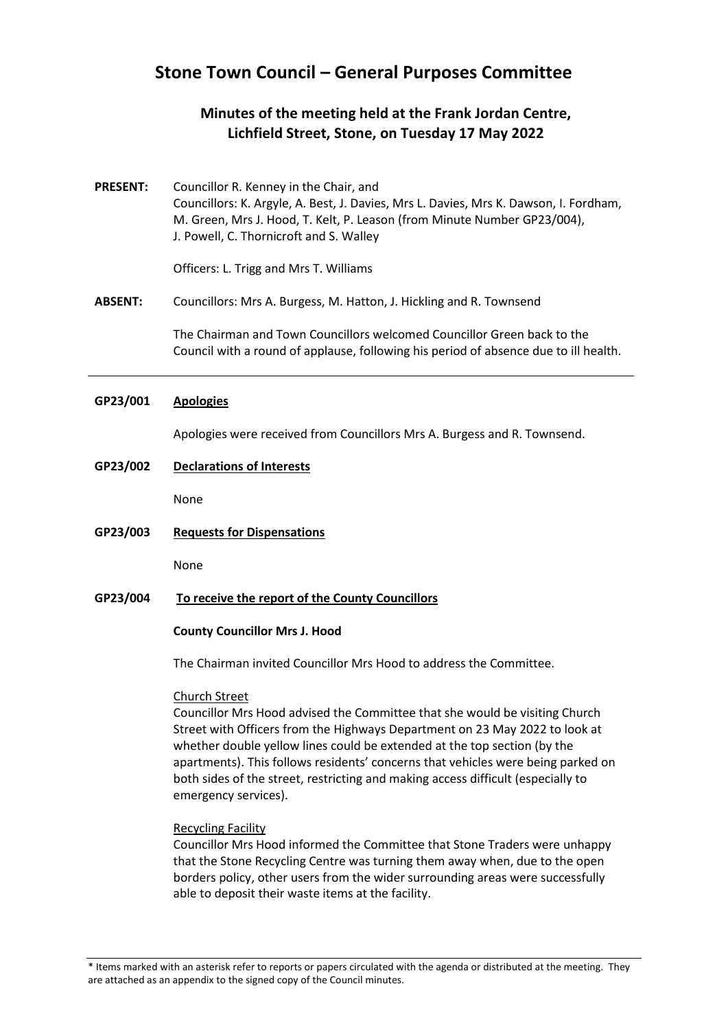# Stone Town Council – General Purposes Committee

## Minutes of the meeting held at the Frank Jordan Centre, Lichfield Street, Stone, on Tuesday 17 May 2022

**PRESENT:** Councillor R. Kenney in the Chair, and
Councillors: K. Argyle, A. Best, J. Davies, Mrs L. Davies, Mrs K. Dawson, I. Fordham, M. Green, Mrs J. Hood, T. Kelt, P. Leason (from Minute Number GP23/004), J. Powell, C. Thornicroft and S. Walley

Officers: L. Trigg and Mrs T. Williams

**ABSENT:** Councillors: Mrs A. Burgess, M. Hatton, J. Hickling and R. Townsend

The Chairman and Town Councillors welcomed Councillor Green back to the Council with a round of applause, following his period of absence due to ill health.

---

**GP23/001 Apologies**

Apologies were received from Councillors Mrs A. Burgess and R. Townsend.

**GP23/002 Declarations of Interests**

None

**GP23/003 Requests for Dispensations**

None

**GP23/004 To receive the report of the County Councillors**

**County Councillor Mrs J. Hood**

The Chairman invited Councillor Mrs Hood to address the Committee.

Church Street

Councillor Mrs Hood advised the Committee that she would be visiting Church Street with Officers from the Highways Department on 23 May 2022 to look at whether double yellow lines could be extended at the top section (by the apartments). This follows residents' concerns that vehicles were being parked on both sides of the street, restricting and making access difficult (especially to emergency services).

Recycling Facility

Councillor Mrs Hood informed the Committee that Stone Traders were unhappy that the Stone Recycling Centre was turning them away when, due to the open borders policy, other users from the wider surrounding areas were successfully able to deposit their waste items at the facility.

---

\* Items marked with an asterisk refer to reports or papers circulated with the agenda or distributed at the meeting. They are attached as an appendix to the signed copy of the Council minutes.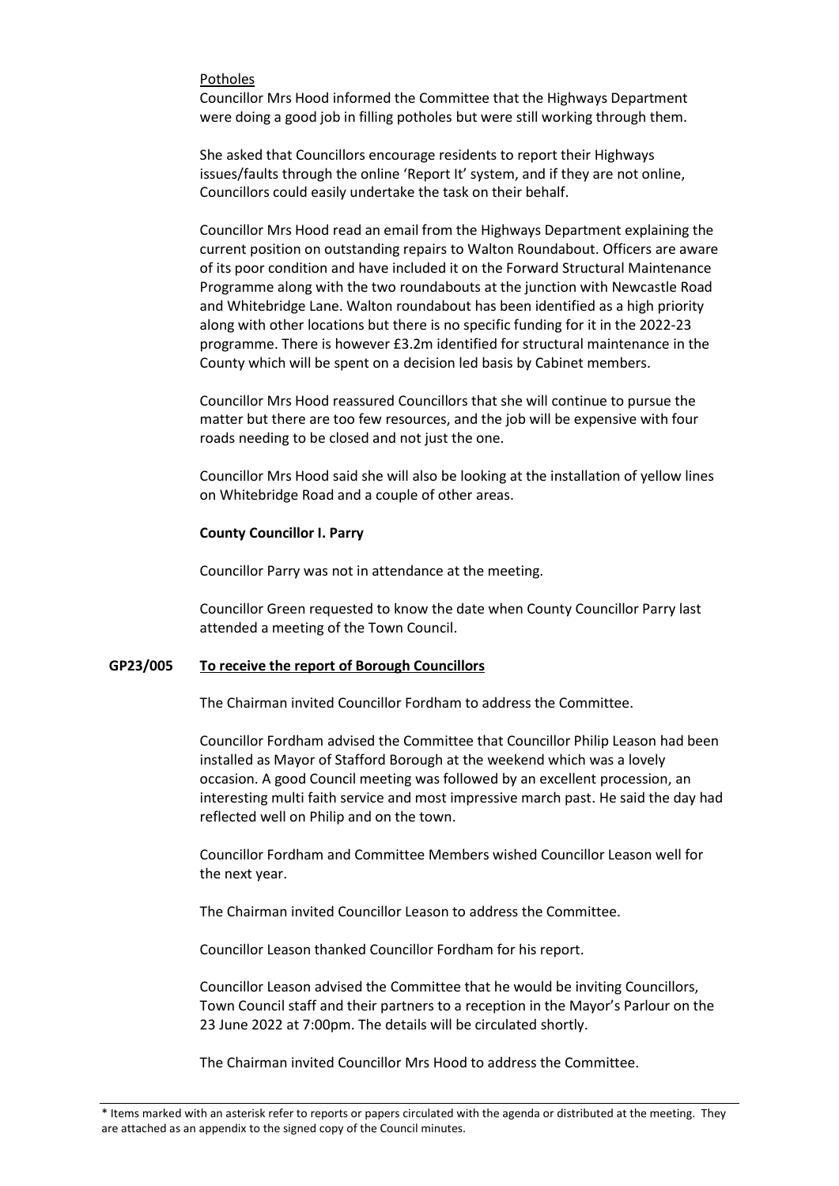Potholes

Councillor Mrs Hood informed the Committee that the Highways Department were doing a good job in filling potholes but were still working through them.

She asked that Councillors encourage residents to report their Highways issues/faults through the online 'Report It' system, and if they are not online, Councillors could easily undertake the task on their behalf.

Councillor Mrs Hood read an email from the Highways Department explaining the current position on outstanding repairs to Walton Roundabout. Officers are aware of its poor condition and have included it on the Forward Structural Maintenance Programme along with the two roundabouts at the junction with Newcastle Road and Whitebridge Lane. Walton roundabout has been identified as a high priority along with other locations but there is no specific funding for it in the 2022-23 programme. There is however £3.2m identified for structural maintenance in the County which will be spent on a decision led basis by Cabinet members.

Councillor Mrs Hood reassured Councillors that she will continue to pursue the matter but there are too few resources, and the job will be expensive with four roads needing to be closed and not just the one.

Councillor Mrs Hood said she will also be looking at the installation of yellow lines on Whitebridge Road and a couple of other areas.

**County Councillor I. Parry**

Councillor Parry was not in attendance at the meeting.

Councillor Green requested to know the date when County Councillor Parry last attended a meeting of the Town Council.

**GP23/005 To receive the report of Borough Councillors**

The Chairman invited Councillor Fordham to address the Committee.

Councillor Fordham advised the Committee that Councillor Philip Leason had been installed as Mayor of Stafford Borough at the weekend which was a lovely occasion. A good Council meeting was followed by an excellent procession, an interesting multi faith service and most impressive march past. He said the day had reflected well on Philip and on the town.

Councillor Fordham and Committee Members wished Councillor Leason well for the next year.

The Chairman invited Councillor Leason to address the Committee.

Councillor Leason thanked Councillor Fordham for his report.

Councillor Leason advised the Committee that he would be inviting Councillors, Town Council staff and their partners to a reception in the Mayor's Parlour on the 23 June 2022 at 7:00pm. The details will be circulated shortly.

The Chairman invited Councillor Mrs Hood to address the Committee.

* Items marked with an asterisk refer to reports or papers circulated with the agenda or distributed at the meeting. They are attached as an appendix to the signed copy of the Council minutes.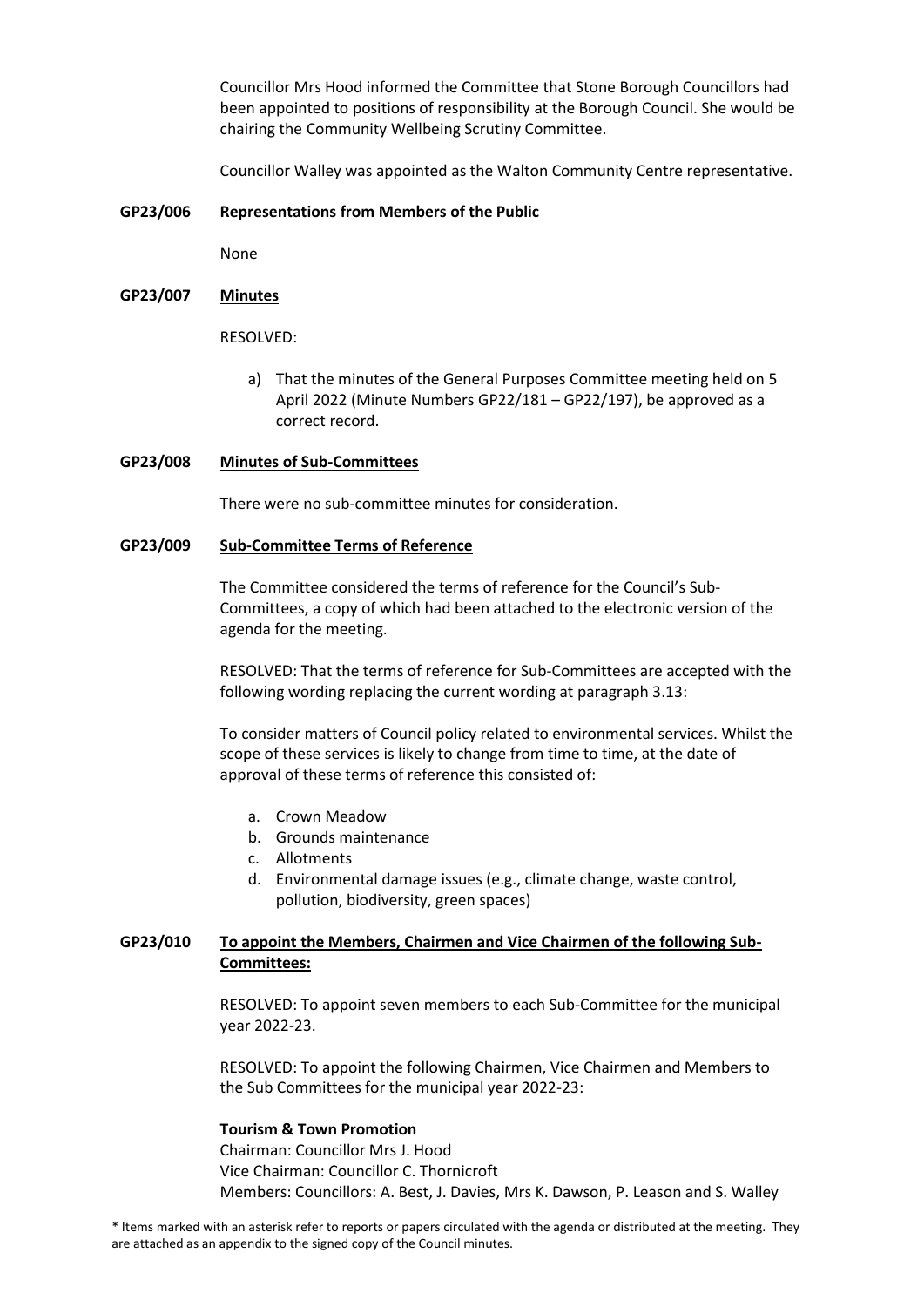Councillor Mrs Hood informed the Committee that Stone Borough Councillors had been appointed to positions of responsibility at the Borough Council. She would be chairing the Community Wellbeing Scrutiny Committee.

Councillor Walley was appointed as the Walton Community Centre representative.

**GP23/006 Representations from Members of the Public**

None

**GP23/007 Minutes**

RESOLVED:

a) That the minutes of the General Purposes Committee meeting held on 5 April 2022 (Minute Numbers GP22/181 – GP22/197), be approved as a correct record.

**GP23/008 Minutes of Sub-Committees**

There were no sub-committee minutes for consideration.

**GP23/009 Sub-Committee Terms of Reference**

The Committee considered the terms of reference for the Council's Sub-Committees, a copy of which had been attached to the electronic version of the agenda for the meeting.

RESOLVED: That the terms of reference for Sub-Committees are accepted with the following wording replacing the current wording at paragraph 3.13:

To consider matters of Council policy related to environmental services. Whilst the scope of these services is likely to change from time to time, at the date of approval of these terms of reference this consisted of:

a. Crown Meadow
b. Grounds maintenance
c. Allotments
d. Environmental damage issues (e.g., climate change, waste control, pollution, biodiversity, green spaces)

**GP23/010 To appoint the Members, Chairmen and Vice Chairmen of the following Sub-Committees:**

RESOLVED: To appoint seven members to each Sub-Committee for the municipal year 2022-23.

RESOLVED: To appoint the following Chairmen, Vice Chairmen and Members to the Sub Committees for the municipal year 2022-23:

**Tourism & Town Promotion**
Chairman: Councillor Mrs J. Hood
Vice Chairman: Councillor C. Thornicroft
Members: Councillors: A. Best, J. Davies, Mrs K. Dawson, P. Leason and S. Walley

\* Items marked with an asterisk refer to reports or papers circulated with the agenda or distributed at the meeting. They are attached as an appendix to the signed copy of the Council minutes.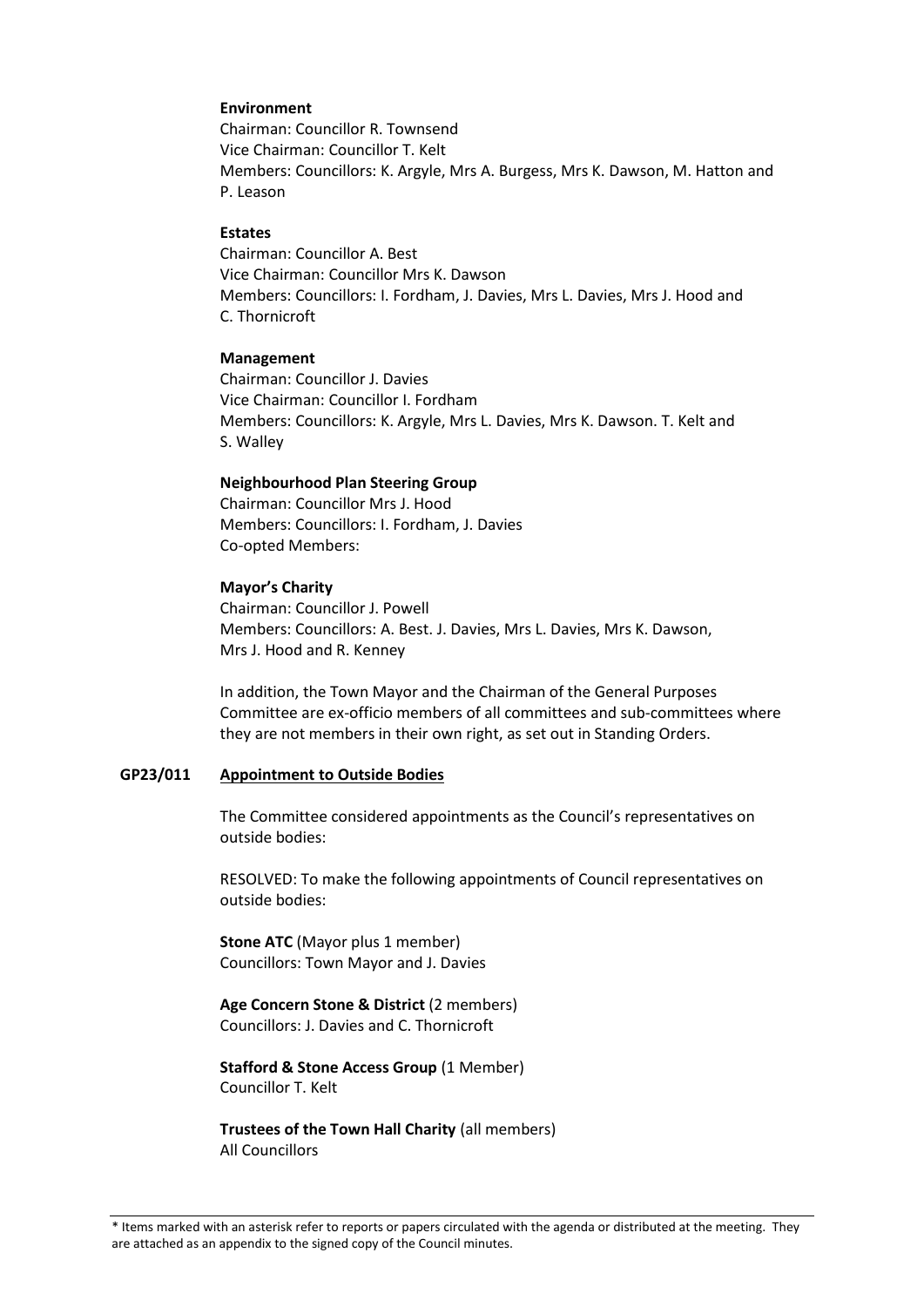**Environment**
Chairman: Councillor R. Townsend
Vice Chairman: Councillor T. Kelt
Members: Councillors: K. Argyle, Mrs A. Burgess, Mrs K. Dawson, M. Hatton and P. Leason

**Estates**
Chairman: Councillor A. Best
Vice Chairman: Councillor Mrs K. Dawson
Members: Councillors: I. Fordham, J. Davies, Mrs L. Davies, Mrs J. Hood and C. Thornicroft

**Management**
Chairman: Councillor J. Davies
Vice Chairman: Councillor I. Fordham
Members: Councillors: K. Argyle, Mrs L. Davies, Mrs K. Dawson. T. Kelt and S. Walley

**Neighbourhood Plan Steering Group**
Chairman: Councillor Mrs J. Hood
Members: Councillors: I. Fordham, J. Davies
Co-opted Members:

**Mayor's Charity**
Chairman: Councillor J. Powell
Members: Councillors: A. Best. J. Davies, Mrs L. Davies, Mrs K. Dawson, Mrs J. Hood and R. Kenney

In addition, the Town Mayor and the Chairman of the General Purposes Committee are ex-officio members of all committees and sub-committees where they are not members in their own right, as set out in Standing Orders.

**GP23/011 Appointment to Outside Bodies**

The Committee considered appointments as the Council's representatives on outside bodies:

RESOLVED: To make the following appointments of Council representatives on outside bodies:

**Stone ATC** (Mayor plus 1 member)
Councillors: Town Mayor and J. Davies

**Age Concern Stone & District** (2 members)
Councillors: J. Davies and C. Thornicroft

**Stafford & Stone Access Group** (1 Member)
Councillor T. Kelt

**Trustees of the Town Hall Charity** (all members)
All Councillors

\* Items marked with an asterisk refer to reports or papers circulated with the agenda or distributed at the meeting. They are attached as an appendix to the signed copy of the Council minutes.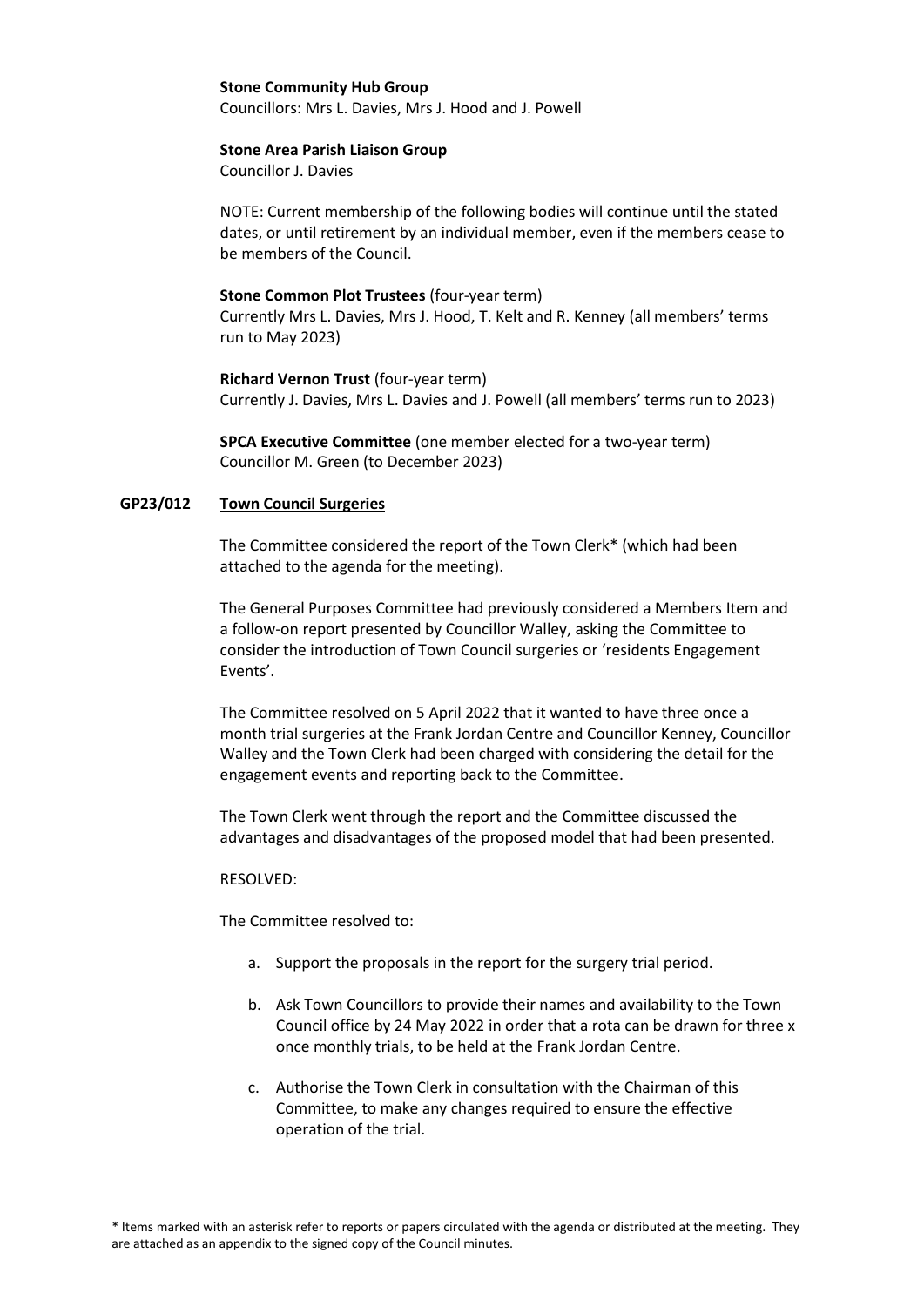**Stone Community Hub Group**
Councillors: Mrs L. Davies, Mrs J. Hood and J. Powell

**Stone Area Parish Liaison Group**
Councillor J. Davies

NOTE: Current membership of the following bodies will continue until the stated dates, or until retirement by an individual member, even if the members cease to be members of the Council.

**Stone Common Plot Trustees** (four-year term)
Currently Mrs L. Davies, Mrs J. Hood, T. Kelt and R. Kenney (all members' terms run to May 2023)

**Richard Vernon Trust** (four-year term)
Currently J. Davies, Mrs L. Davies and J. Powell (all members' terms run to 2023)

**SPCA Executive Committee** (one member elected for a two-year term)
Councillor M. Green (to December 2023)

**GP23/012 Town Council Surgeries**

The Committee considered the report of the Town Clerk* (which had been attached to the agenda for the meeting).

The General Purposes Committee had previously considered a Members Item and a follow-on report presented by Councillor Walley, asking the Committee to consider the introduction of Town Council surgeries or 'residents Engagement Events'.

The Committee resolved on 5 April 2022 that it wanted to have three once a month trial surgeries at the Frank Jordan Centre and Councillor Kenney, Councillor Walley and the Town Clerk had been charged with considering the detail for the engagement events and reporting back to the Committee.

The Town Clerk went through the report and the Committee discussed the advantages and disadvantages of the proposed model that had been presented.

RESOLVED:

The Committee resolved to:

a. Support the proposals in the report for the surgery trial period.

b. Ask Town Councillors to provide their names and availability to the Town Council office by 24 May 2022 in order that a rota can be drawn for three x once monthly trials, to be held at the Frank Jordan Centre.

c. Authorise the Town Clerk in consultation with the Chairman of this Committee, to make any changes required to ensure the effective operation of the trial.

* Items marked with an asterisk refer to reports or papers circulated with the agenda or distributed at the meeting. They are attached as an appendix to the signed copy of the Council minutes.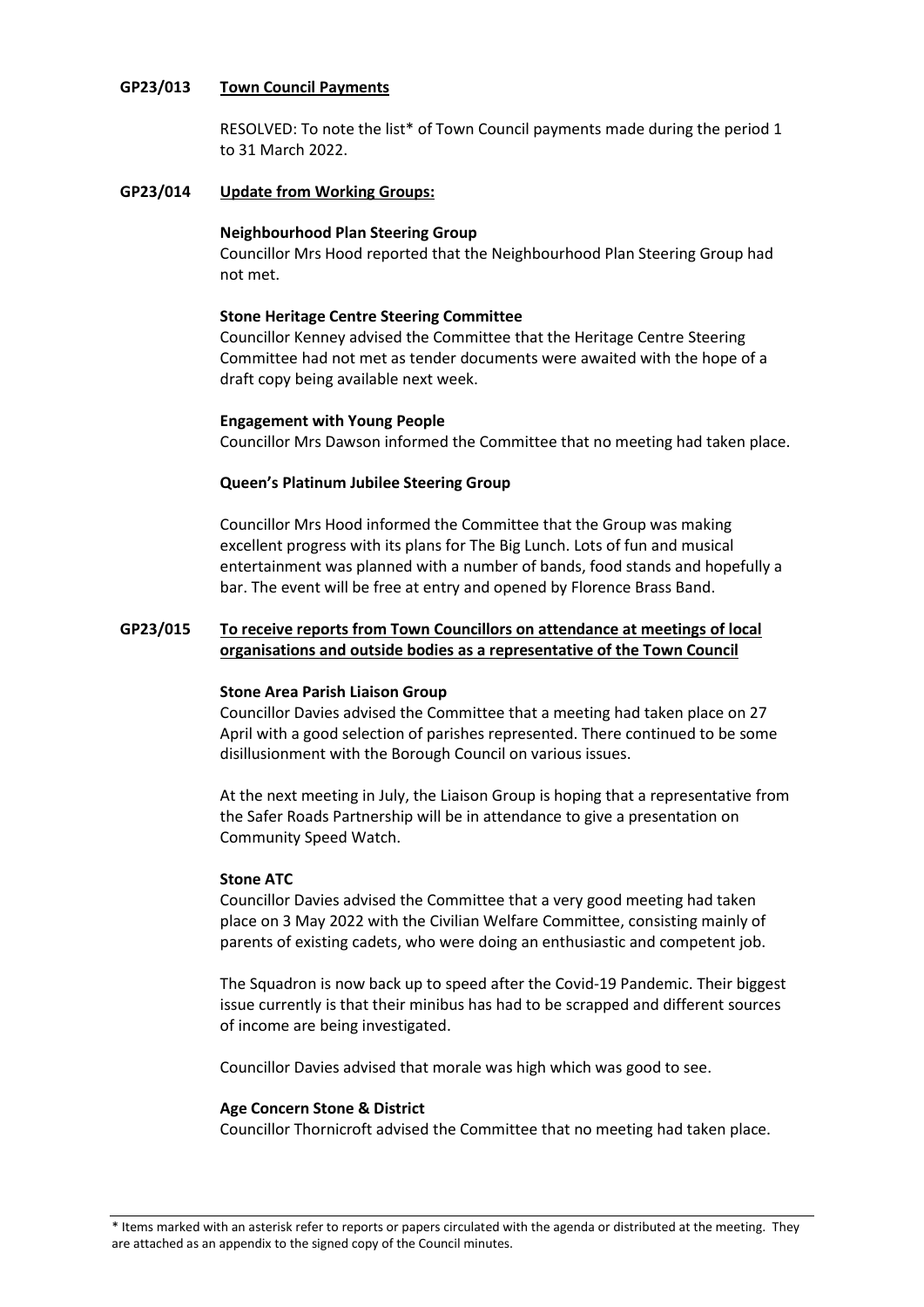**GP23/013** **Town Council Payments**

RESOLVED: To note the list* of Town Council payments made during the period 1 to 31 March 2022.

**GP23/014** **Update from Working Groups:**

**Neighbourhood Plan Steering Group**
Councillor Mrs Hood reported that the Neighbourhood Plan Steering Group had not met.

**Stone Heritage Centre Steering Committee**
Councillor Kenney advised the Committee that the Heritage Centre Steering Committee had not met as tender documents were awaited with the hope of a draft copy being available next week.

**Engagement with Young People**
Councillor Mrs Dawson informed the Committee that no meeting had taken place.

**Queen's Platinum Jubilee Steering Group**

Councillor Mrs Hood informed the Committee that the Group was making excellent progress with its plans for The Big Lunch. Lots of fun and musical entertainment was planned with a number of bands, food stands and hopefully a bar. The event will be free at entry and opened by Florence Brass Band.

**GP23/015** **To receive reports from Town Councillors on attendance at meetings of local organisations and outside bodies as a representative of the Town Council**

**Stone Area Parish Liaison Group**
Councillor Davies advised the Committee that a meeting had taken place on 27 April with a good selection of parishes represented. There continued to be some disillusionment with the Borough Council on various issues.

At the next meeting in July, the Liaison Group is hoping that a representative from the Safer Roads Partnership will be in attendance to give a presentation on Community Speed Watch.

**Stone ATC**
Councillor Davies advised the Committee that a very good meeting had taken place on 3 May 2022 with the Civilian Welfare Committee, consisting mainly of parents of existing cadets, who were doing an enthusiastic and competent job.

The Squadron is now back up to speed after the Covid-19 Pandemic. Their biggest issue currently is that their minibus has had to be scrapped and different sources of income are being investigated.

Councillor Davies advised that morale was high which was good to see.

**Age Concern Stone & District**
Councillor Thornicroft advised the Committee that no meeting had taken place.

* Items marked with an asterisk refer to reports or papers circulated with the agenda or distributed at the meeting. They are attached as an appendix to the signed copy of the Council minutes.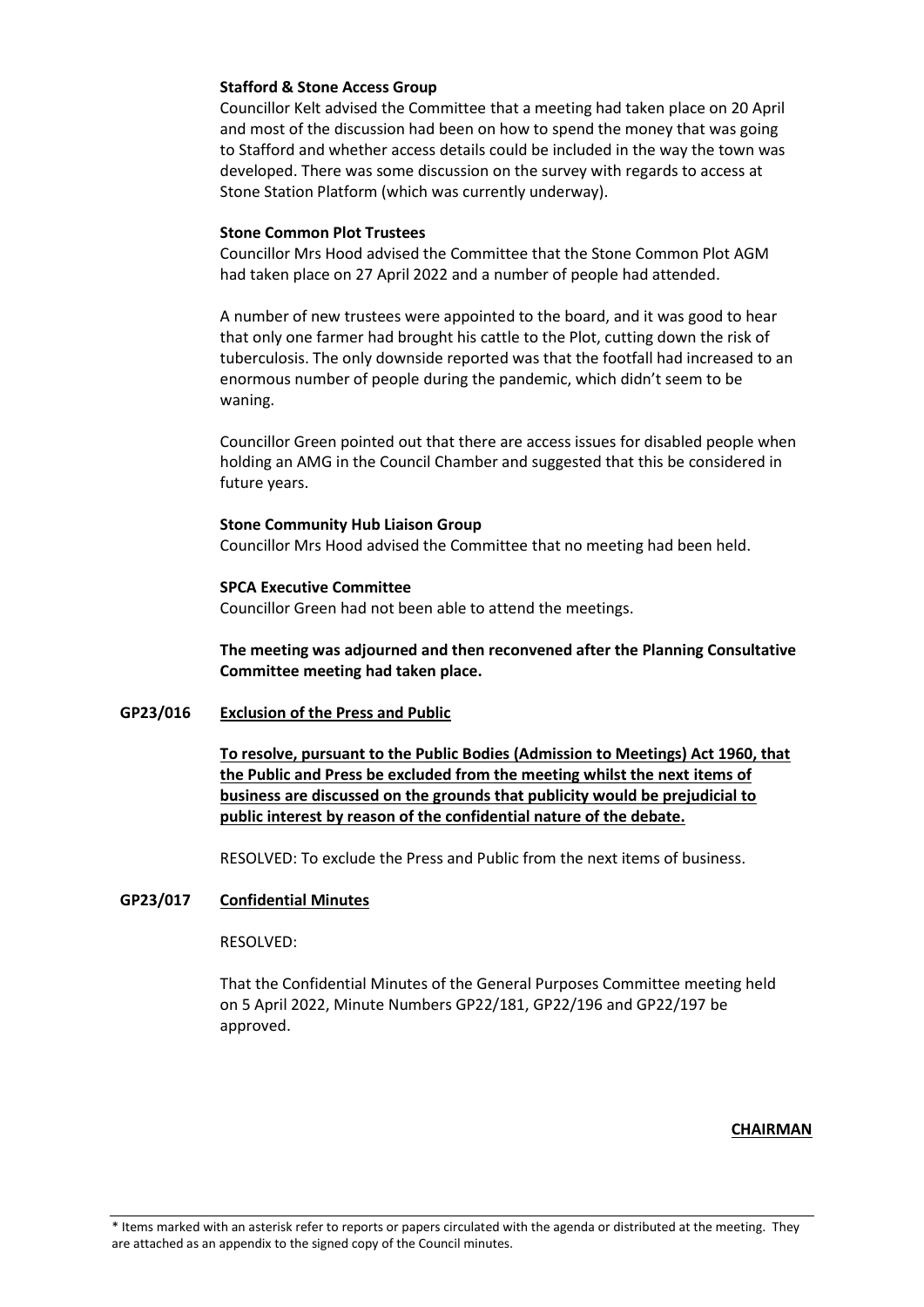**Stafford & Stone Access Group**

Councillor Kelt advised the Committee that a meeting had taken place on 20 April and most of the discussion had been on how to spend the money that was going to Stafford and whether access details could be included in the way the town was developed. There was some discussion on the survey with regards to access at Stone Station Platform (which was currently underway).

**Stone Common Plot Trustees**

Councillor Mrs Hood advised the Committee that the Stone Common Plot AGM had taken place on 27 April 2022 and a number of people had attended.

A number of new trustees were appointed to the board, and it was good to hear that only one farmer had brought his cattle to the Plot, cutting down the risk of tuberculosis. The only downside reported was that the footfall had increased to an enormous number of people during the pandemic, which didn't seem to be waning.

Councillor Green pointed out that there are access issues for disabled people when holding an AMG in the Council Chamber and suggested that this be considered in future years.

**Stone Community Hub Liaison Group**

Councillor Mrs Hood advised the Committee that no meeting had been held.

**SPCA Executive Committee**

Councillor Green had not been able to attend the meetings.

**The meeting was adjourned and then reconvened after the Planning Consultative Committee meeting had taken place.**

**GP23/016 <u>Exclusion of the Press and Public</u>**

**<u>To resolve, pursuant to the Public Bodies (Admission to Meetings) Act 1960, that the Public and Press be excluded from the meeting whilst the next items of business are discussed on the grounds that publicity would be prejudicial to public interest by reason of the confidential nature of the debate.</u>**

RESOLVED: To exclude the Press and Public from the next items of business.

**GP23/017 <u>Confidential Minutes</u>**

RESOLVED:

That the Confidential Minutes of the General Purposes Committee meeting held on 5 April 2022, Minute Numbers GP22/181, GP22/196 and GP22/197 be approved.

**<u>CHAIRMAN</u>**

* Items marked with an asterisk refer to reports or papers circulated with the agenda or distributed at the meeting. They are attached as an appendix to the signed copy of the Council minutes.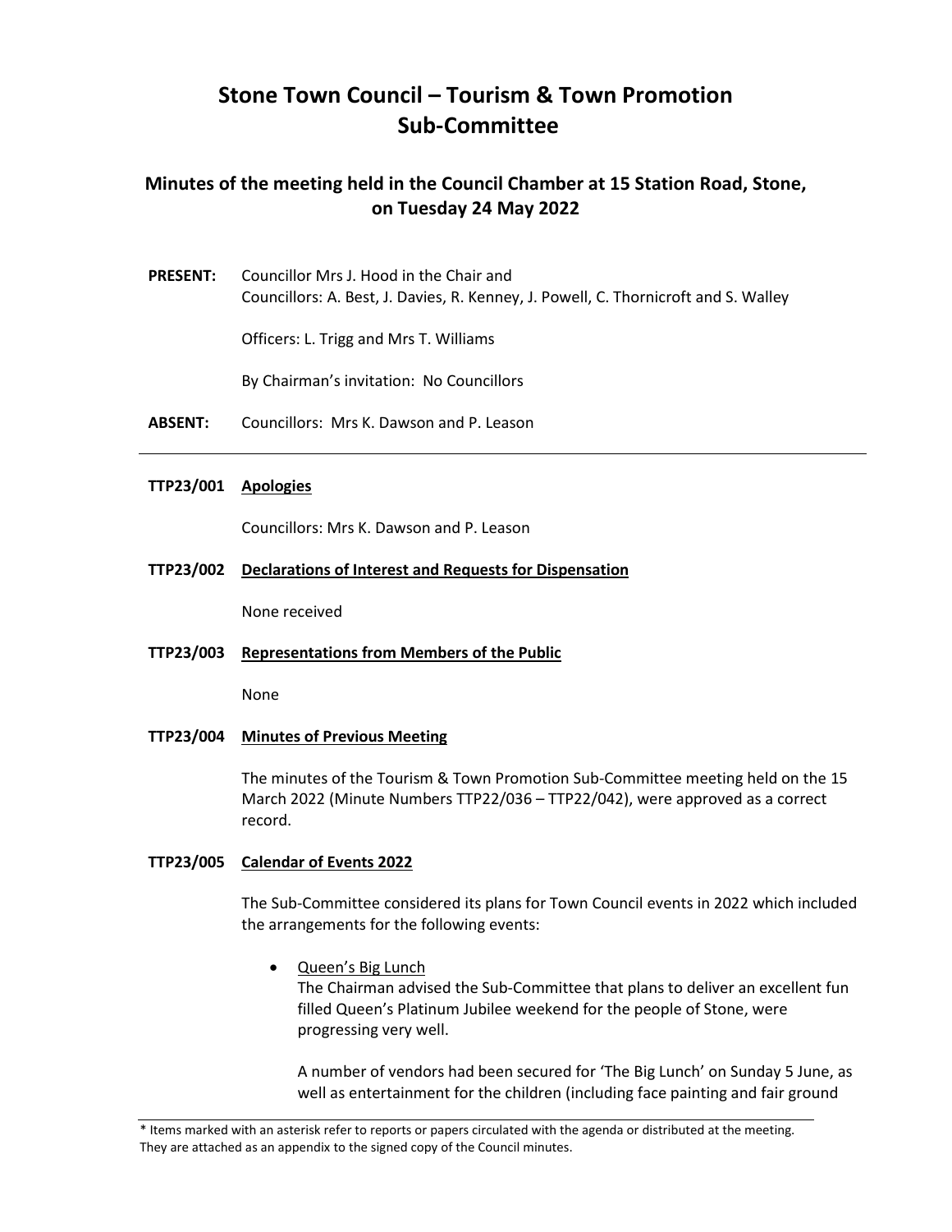# Stone Town Council – Tourism & Town Promotion Sub-Committee

## Minutes of the meeting held in the Council Chamber at 15 Station Road, Stone, on Tuesday 24 May 2022

**PRESENT:** Councillor Mrs J. Hood in the Chair and
Councillors: A. Best, J. Davies, R. Kenney, J. Powell, C. Thornicroft and S. Walley

Officers: L. Trigg and Mrs T. Williams

By Chairman's invitation: No Councillors

**ABSENT:** Councillors: Mrs K. Dawson and P. Leason

---

**TTP23/001 Apologies**

Councillors: Mrs K. Dawson and P. Leason

**TTP23/002 Declarations of Interest and Requests for Dispensation**

None received

**TTP23/003 Representations from Members of the Public**

None

**TTP23/004 Minutes of Previous Meeting**

The minutes of the Tourism & Town Promotion Sub-Committee meeting held on the 15 March 2022 (Minute Numbers TTP22/036 – TTP22/042), were approved as a correct record.

**TTP23/005 Calendar of Events 2022**

The Sub-Committee considered its plans for Town Council events in 2022 which included the arrangements for the following events:

- Queen's Big Lunch
  The Chairman advised the Sub-Committee that plans to deliver an excellent fun filled Queen's Platinum Jubilee weekend for the people of Stone, were progressing very well.

  A number of vendors had been secured for 'The Big Lunch' on Sunday 5 June, as well as entertainment for the children (including face painting and fair ground

\* Items marked with an asterisk refer to reports or papers circulated with the agenda or distributed at the meeting. They are attached as an appendix to the signed copy of the Council minutes.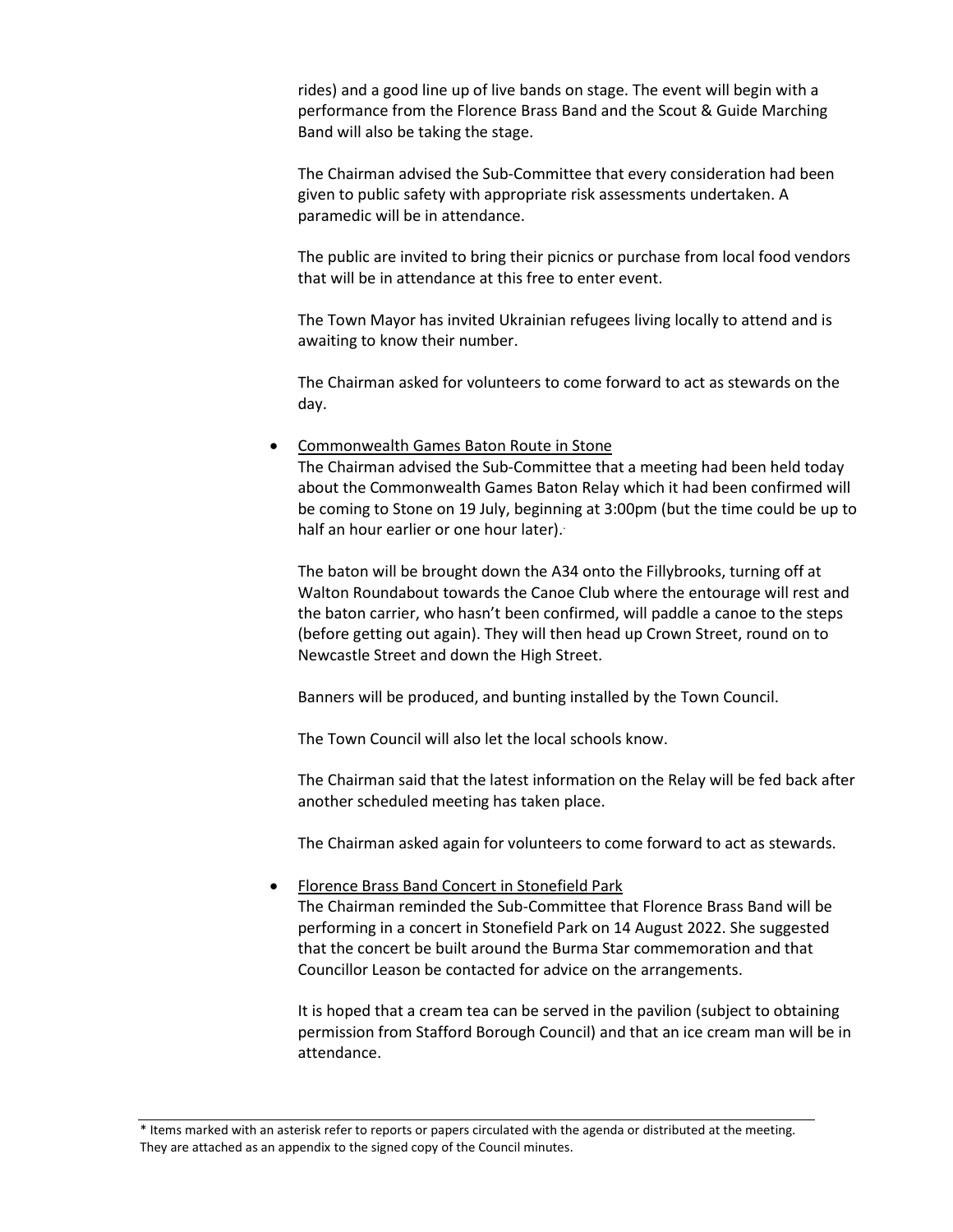rides) and a good line up of live bands on stage. The event will begin with a performance from the Florence Brass Band and the Scout & Guide Marching Band will also be taking the stage.

The Chairman advised the Sub-Committee that every consideration had been given to public safety with appropriate risk assessments undertaken. A paramedic will be in attendance.

The public are invited to bring their picnics or purchase from local food vendors that will be in attendance at this free to enter event.

The Town Mayor has invited Ukrainian refugees living locally to attend and is awaiting to know their number.

The Chairman asked for volunteers to come forward to act as stewards on the day.

- Commonwealth Games Baton Route in Stone

  The Chairman advised the Sub-Committee that a meeting had been held today about the Commonwealth Games Baton Relay which it had been confirmed will be coming to Stone on 19 July, beginning at 3:00pm (but the time could be up to half an hour earlier or one hour later).

  The baton will be brought down the A34 onto the Fillybrooks, turning off at Walton Roundabout towards the Canoe Club where the entourage will rest and the baton carrier, who hasn't been confirmed, will paddle a canoe to the steps (before getting out again). They will then head up Crown Street, round on to Newcastle Street and down the High Street.

  Banners will be produced, and bunting installed by the Town Council.

  The Town Council will also let the local schools know.

  The Chairman said that the latest information on the Relay will be fed back after another scheduled meeting has taken place.

  The Chairman asked again for volunteers to come forward to act as stewards.

- Florence Brass Band Concert in Stonefield Park

  The Chairman reminded the Sub-Committee that Florence Brass Band will be performing in a concert in Stonefield Park on 14 August 2022. She suggested that the concert be built around the Burma Star commemoration and that Councillor Leason be contacted for advice on the arrangements.

  It is hoped that a cream tea can be served in the pavilion (subject to obtaining permission from Stafford Borough Council) and that an ice cream man will be in attendance.

---

* Items marked with an asterisk refer to reports or papers circulated with the agenda or distributed at the meeting. They are attached as an appendix to the signed copy of the Council minutes.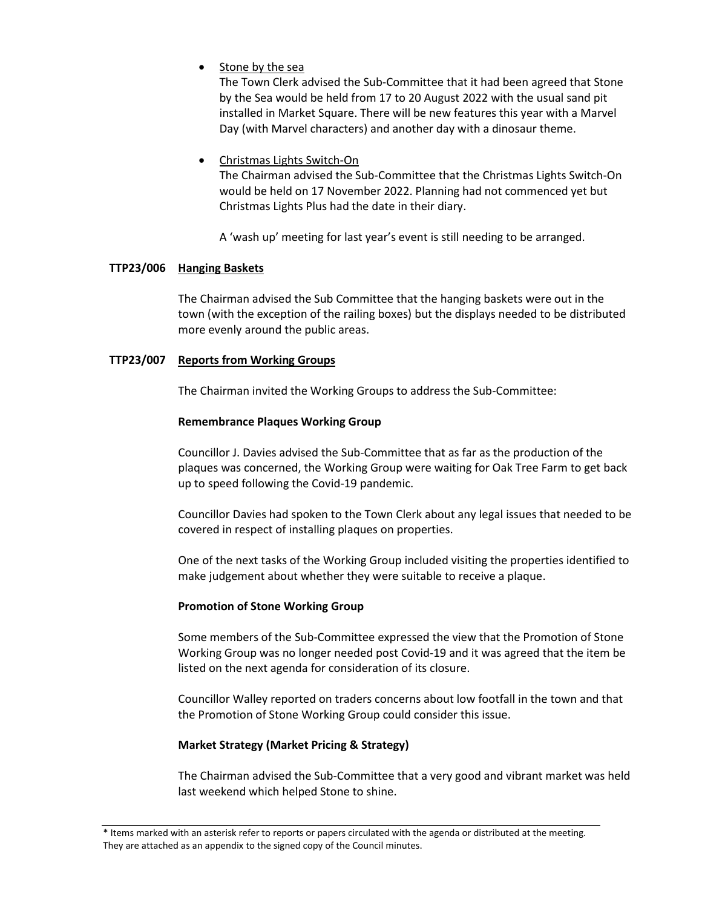- Stone by the sea

  The Town Clerk advised the Sub-Committee that it had been agreed that Stone by the Sea would be held from 17 to 20 August 2022 with the usual sand pit installed in Market Square. There will be new features this year with a Marvel Day (with Marvel characters) and another day with a dinosaur theme.

- Christmas Lights Switch-On

  The Chairman advised the Sub-Committee that the Christmas Lights Switch-On would be held on 17 November 2022. Planning had not commenced yet but Christmas Lights Plus had the date in their diary.

  A 'wash up' meeting for last year's event is still needing to be arranged.

**TTP23/006 Hanging Baskets**

The Chairman advised the Sub Committee that the hanging baskets were out in the town (with the exception of the railing boxes) but the displays needed to be distributed more evenly around the public areas.

**TTP23/007 Reports from Working Groups**

The Chairman invited the Working Groups to address the Sub-Committee:

**Remembrance Plaques Working Group**

Councillor J. Davies advised the Sub-Committee that as far as the production of the plaques was concerned, the Working Group were waiting for Oak Tree Farm to get back up to speed following the Covid-19 pandemic.

Councillor Davies had spoken to the Town Clerk about any legal issues that needed to be covered in respect of installing plaques on properties.

One of the next tasks of the Working Group included visiting the properties identified to make judgement about whether they were suitable to receive a plaque.

**Promotion of Stone Working Group**

Some members of the Sub-Committee expressed the view that the Promotion of Stone Working Group was no longer needed post Covid-19 and it was agreed that the item be listed on the next agenda for consideration of its closure.

Councillor Walley reported on traders concerns about low footfall in the town and that the Promotion of Stone Working Group could consider this issue.

**Market Strategy (Market Pricing & Strategy)**

The Chairman advised the Sub-Committee that a very good and vibrant market was held last weekend which helped Stone to shine.

* Items marked with an asterisk refer to reports or papers circulated with the agenda or distributed at the meeting. They are attached as an appendix to the signed copy of the Council minutes.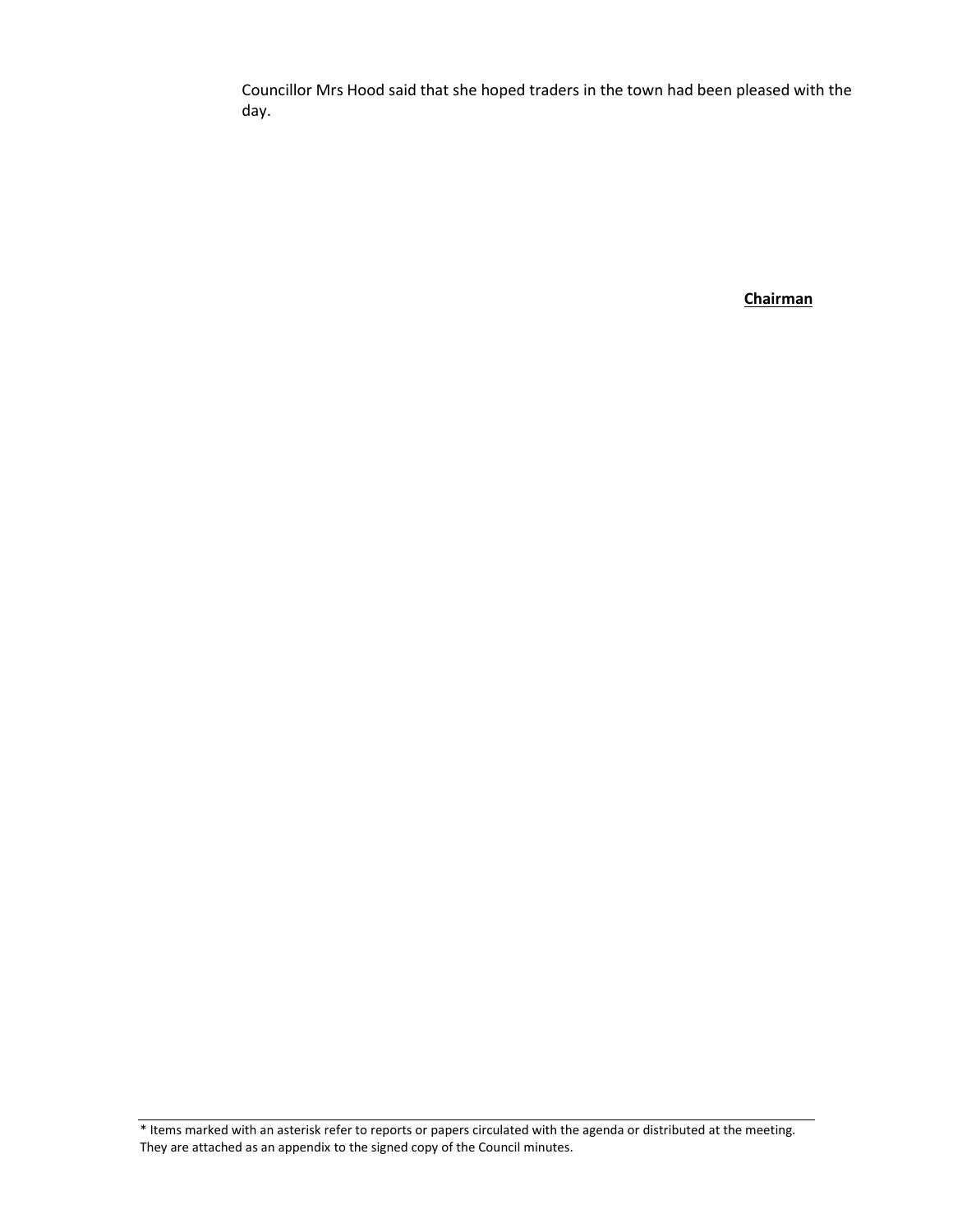Councillor Mrs Hood said that she hoped traders in the town had been pleased with the day.

**Chairman**

* Items marked with an asterisk refer to reports or papers circulated with the agenda or distributed at the meeting. They are attached as an appendix to the signed copy of the Council minutes.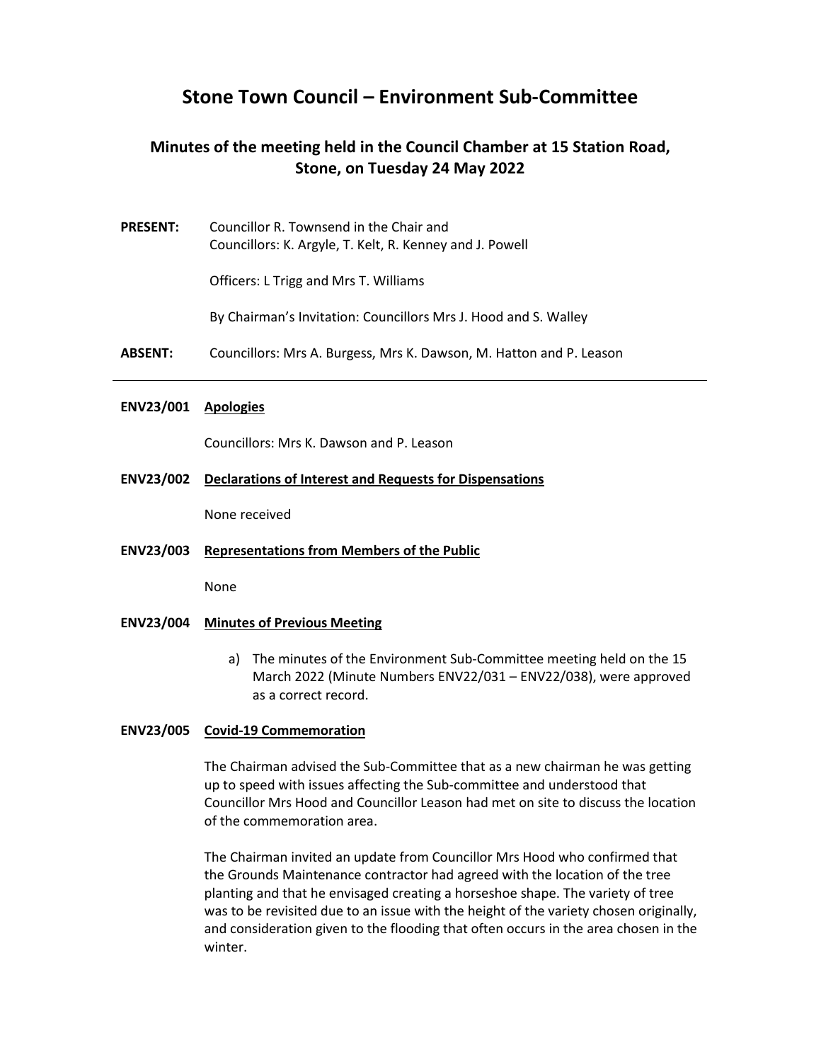# Stone Town Council – Environment Sub-Committee

## Minutes of the meeting held in the Council Chamber at 15 Station Road, Stone, on Tuesday 24 May 2022

**PRESENT:** Councillor R. Townsend in the Chair and Councillors: K. Argyle, T. Kelt, R. Kenney and J. Powell

Officers: L Trigg and Mrs T. Williams

By Chairman's Invitation: Councillors Mrs J. Hood and S. Walley

**ABSENT:** Councillors: Mrs A. Burgess, Mrs K. Dawson, M. Hatton and P. Leason

---

**ENV23/001 Apologies**

Councillors: Mrs K. Dawson and P. Leason

**ENV23/002 Declarations of Interest and Requests for Dispensations**

None received

**ENV23/003 Representations from Members of the Public**

None

**ENV23/004 Minutes of Previous Meeting**

a) The minutes of the Environment Sub-Committee meeting held on the 15 March 2022 (Minute Numbers ENV22/031 – ENV22/038), were approved as a correct record.

**ENV23/005 Covid-19 Commemoration**

The Chairman advised the Sub-Committee that as a new chairman he was getting up to speed with issues affecting the Sub-committee and understood that Councillor Mrs Hood and Councillor Leason had met on site to discuss the location of the commemoration area.

The Chairman invited an update from Councillor Mrs Hood who confirmed that the Grounds Maintenance contractor had agreed with the location of the tree planting and that he envisaged creating a horseshoe shape. The variety of tree was to be revisited due to an issue with the height of the variety chosen originally, and consideration given to the flooding that often occurs in the area chosen in the winter.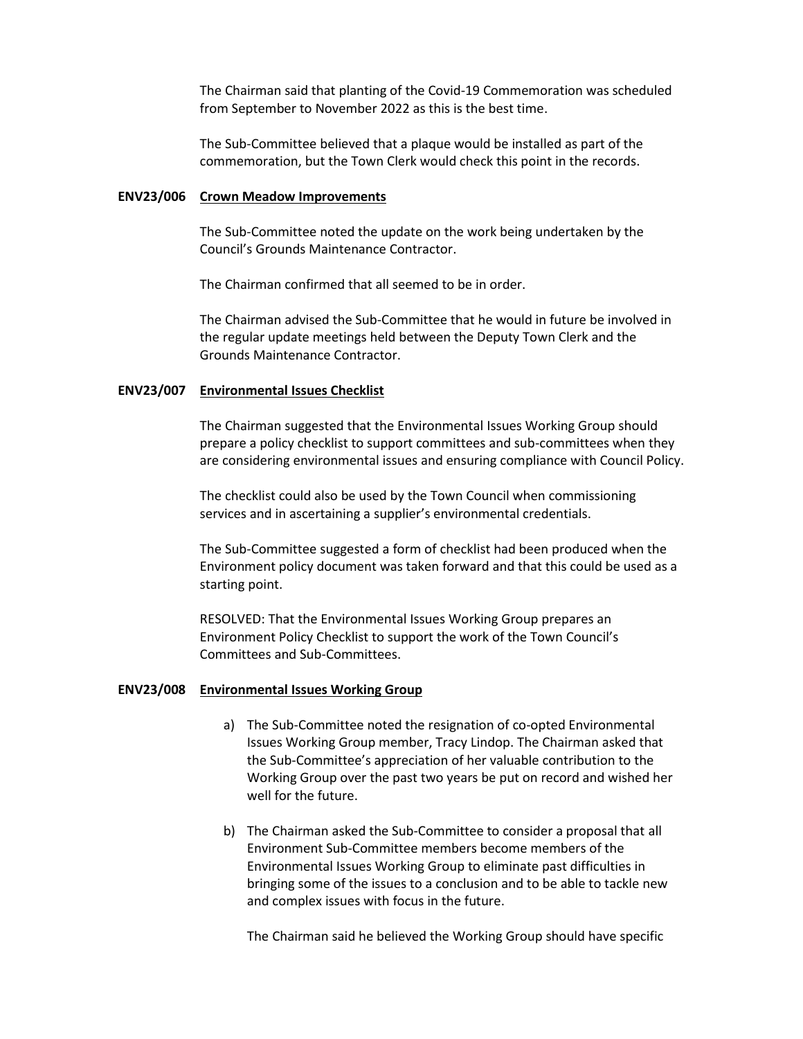The Chairman said that planting of the Covid-19 Commemoration was scheduled from September to November 2022 as this is the best time.

The Sub-Committee believed that a plaque would be installed as part of the commemoration, but the Town Clerk would check this point in the records.

**ENV23/006 Crown Meadow Improvements**

The Sub-Committee noted the update on the work being undertaken by the Council's Grounds Maintenance Contractor.

The Chairman confirmed that all seemed to be in order.

The Chairman advised the Sub-Committee that he would in future be involved in the regular update meetings held between the Deputy Town Clerk and the Grounds Maintenance Contractor.

**ENV23/007 Environmental Issues Checklist**

The Chairman suggested that the Environmental Issues Working Group should prepare a policy checklist to support committees and sub-committees when they are considering environmental issues and ensuring compliance with Council Policy.

The checklist could also be used by the Town Council when commissioning services and in ascertaining a supplier's environmental credentials.

The Sub-Committee suggested a form of checklist had been produced when the Environment policy document was taken forward and that this could be used as a starting point.

RESOLVED: That the Environmental Issues Working Group prepares an Environment Policy Checklist to support the work of the Town Council's Committees and Sub-Committees.

**ENV23/008 Environmental Issues Working Group**

a) The Sub-Committee noted the resignation of co-opted Environmental Issues Working Group member, Tracy Lindop. The Chairman asked that the Sub-Committee's appreciation of her valuable contribution to the Working Group over the past two years be put on record and wished her well for the future.

b) The Chairman asked the Sub-Committee to consider a proposal that all Environment Sub-Committee members become members of the Environmental Issues Working Group to eliminate past difficulties in bringing some of the issues to a conclusion and to be able to tackle new and complex issues with focus in the future.

   The Chairman said he believed the Working Group should have specific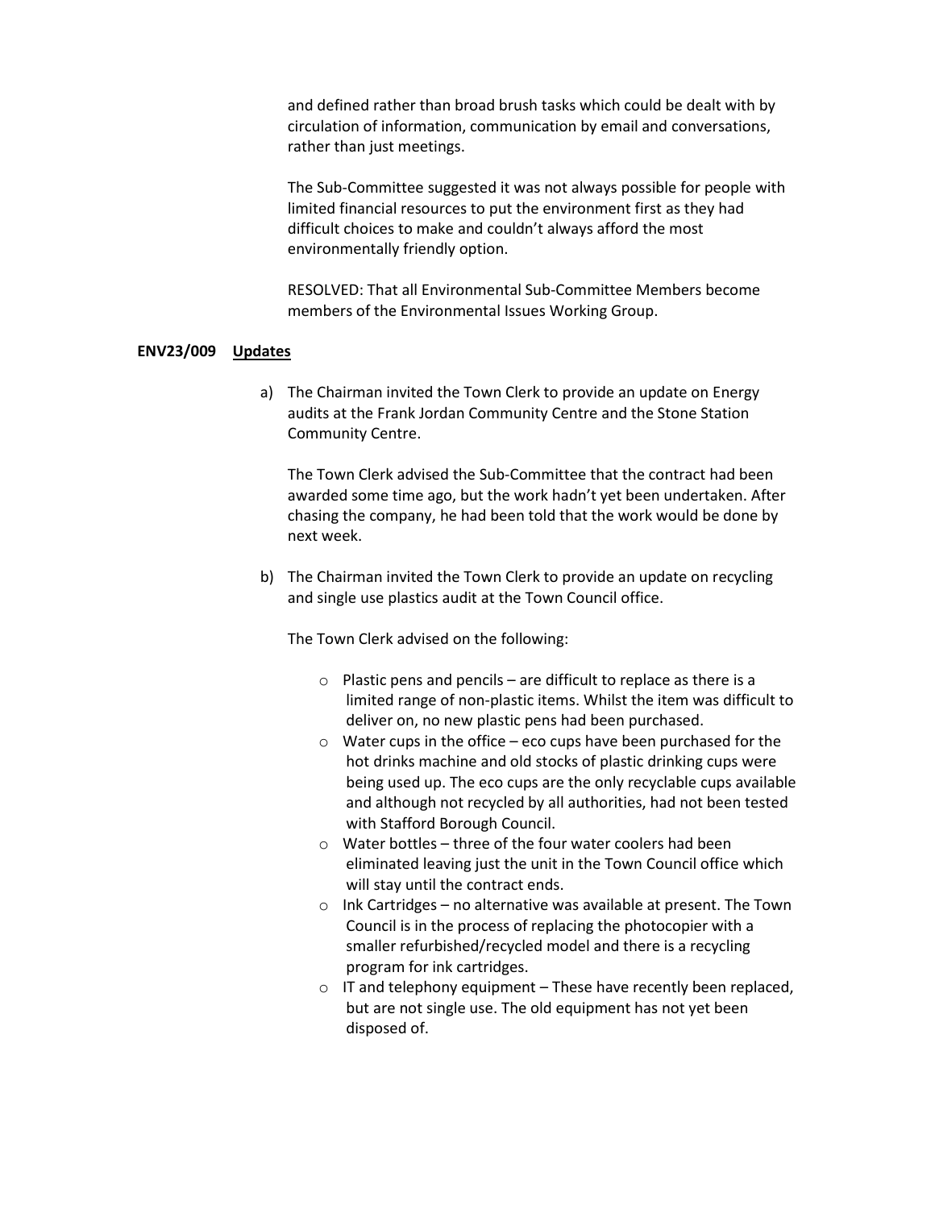and defined rather than broad brush tasks which could be dealt with by circulation of information, communication by email and conversations, rather than just meetings.

The Sub-Committee suggested it was not always possible for people with limited financial resources to put the environment first as they had difficult choices to make and couldn't always afford the most environmentally friendly option.

RESOLVED: That all Environmental Sub-Committee Members become members of the Environmental Issues Working Group.

**ENV23/009 Updates**

a) The Chairman invited the Town Clerk to provide an update on Energy audits at the Frank Jordan Community Centre and the Stone Station Community Centre.

   The Town Clerk advised the Sub-Committee that the contract had been awarded some time ago, but the work hadn't yet been undertaken. After chasing the company, he had been told that the work would be done by next week.

b) The Chairman invited the Town Clerk to provide an update on recycling and single use plastics audit at the Town Council office.

   The Town Clerk advised on the following:

   - Plastic pens and pencils – are difficult to replace as there is a limited range of non-plastic items. Whilst the item was difficult to deliver on, no new plastic pens had been purchased.
   - Water cups in the office – eco cups have been purchased for the hot drinks machine and old stocks of plastic drinking cups were being used up. The eco cups are the only recyclable cups available and although not recycled by all authorities, had not been tested with Stafford Borough Council.
   - Water bottles – three of the four water coolers had been eliminated leaving just the unit in the Town Council office which will stay until the contract ends.
   - Ink Cartridges – no alternative was available at present. The Town Council is in the process of replacing the photocopier with a smaller refurbished/recycled model and there is a recycling program for ink cartridges.
   - IT and telephony equipment – These have recently been replaced, but are not single use. The old equipment has not yet been disposed of.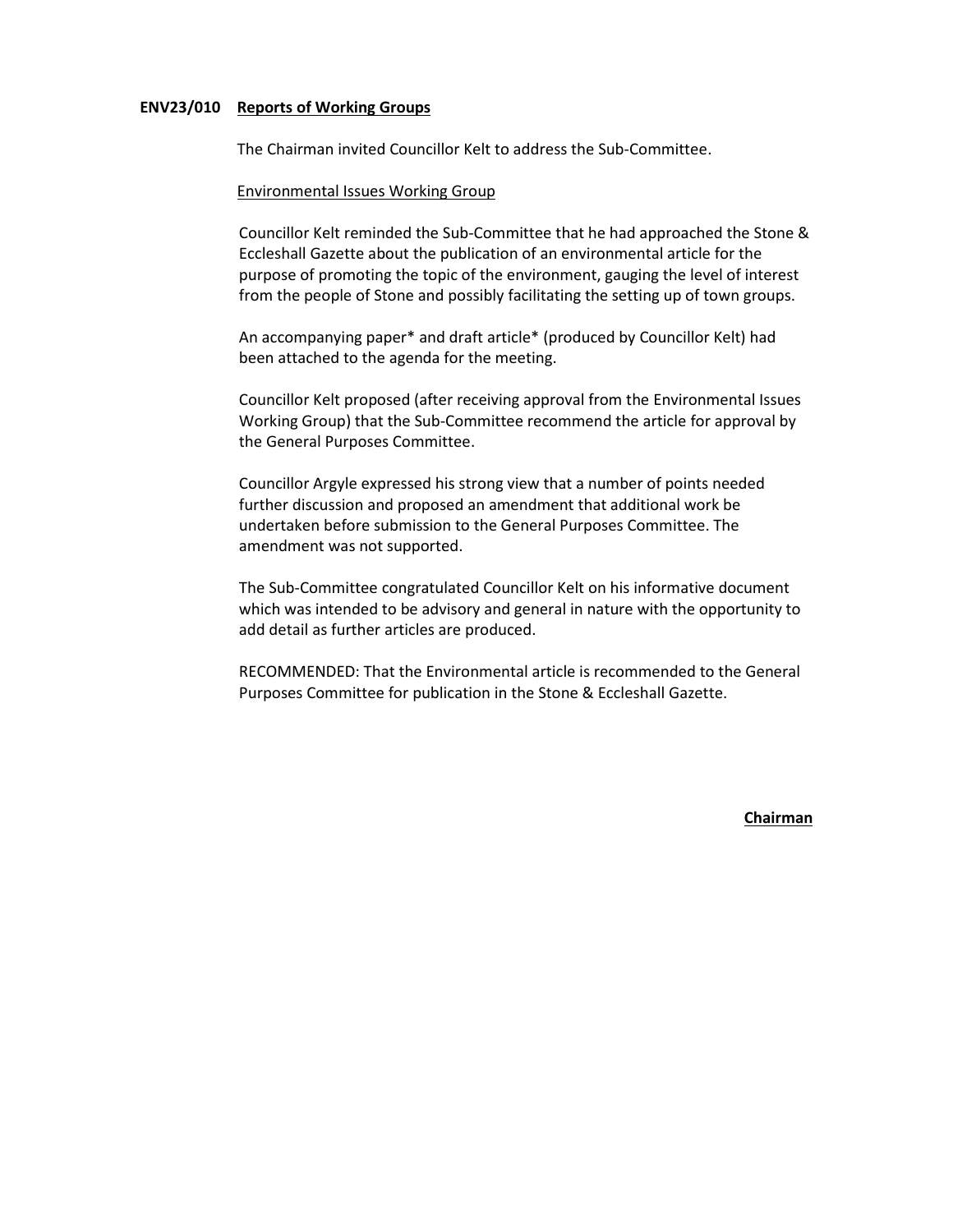**ENV23/010 Reports of Working Groups**

The Chairman invited Councillor Kelt to address the Sub-Committee.

Environmental Issues Working Group

Councillor Kelt reminded the Sub-Committee that he had approached the Stone & Eccleshall Gazette about the publication of an environmental article for the purpose of promoting the topic of the environment, gauging the level of interest from the people of Stone and possibly facilitating the setting up of town groups.

An accompanying paper* and draft article* (produced by Councillor Kelt) had been attached to the agenda for the meeting.

Councillor Kelt proposed (after receiving approval from the Environmental Issues Working Group) that the Sub-Committee recommend the article for approval by the General Purposes Committee.

Councillor Argyle expressed his strong view that a number of points needed further discussion and proposed an amendment that additional work be undertaken before submission to the General Purposes Committee. The amendment was not supported.

The Sub-Committee congratulated Councillor Kelt on his informative document which was intended to be advisory and general in nature with the opportunity to add detail as further articles are produced.

RECOMMENDED: That the Environmental article is recommended to the General Purposes Committee for publication in the Stone & Eccleshall Gazette.

**Chairman**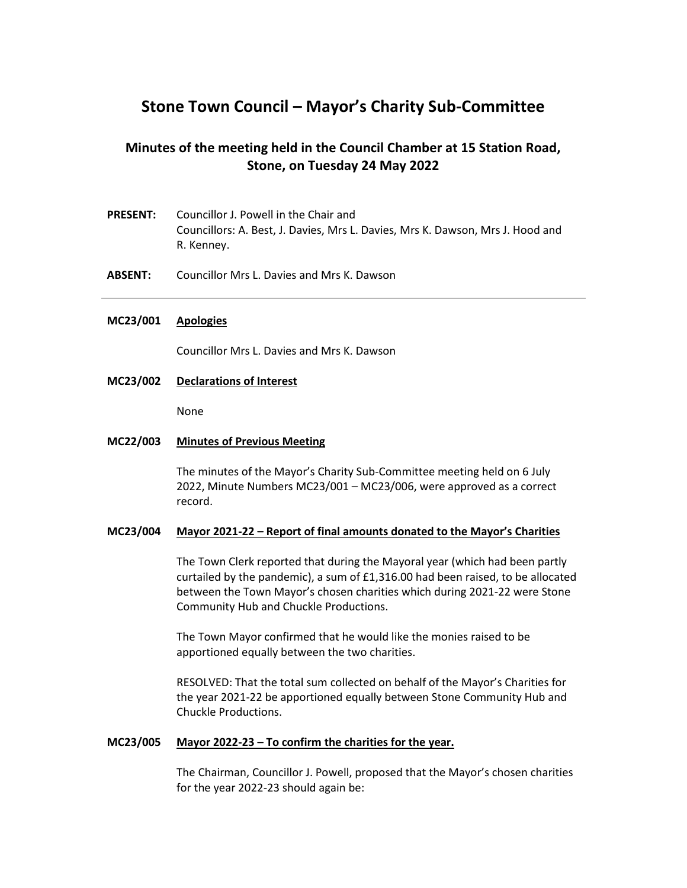# Stone Town Council – Mayor's Charity Sub-Committee

## Minutes of the meeting held in the Council Chamber at 15 Station Road, Stone, on Tuesday 24 May 2022

**PRESENT:** Councillor J. Powell in the Chair and Councillors: A. Best, J. Davies, Mrs L. Davies, Mrs K. Dawson, Mrs J. Hood and R. Kenney.

**ABSENT:** Councillor Mrs L. Davies and Mrs K. Dawson

---

**MC23/001 Apologies**

Councillor Mrs L. Davies and Mrs K. Dawson

**MC23/002 Declarations of Interest**

None

**MC22/003 Minutes of Previous Meeting**

The minutes of the Mayor's Charity Sub-Committee meeting held on 6 July 2022, Minute Numbers MC23/001 – MC23/006, were approved as a correct record.

**MC23/004 Mayor 2021-22 – Report of final amounts donated to the Mayor's Charities**

The Town Clerk reported that during the Mayoral year (which had been partly curtailed by the pandemic), a sum of £1,316.00 had been raised, to be allocated between the Town Mayor's chosen charities which during 2021-22 were Stone Community Hub and Chuckle Productions.

The Town Mayor confirmed that he would like the monies raised to be apportioned equally between the two charities.

RESOLVED: That the total sum collected on behalf of the Mayor's Charities for the year 2021-22 be apportioned equally between Stone Community Hub and Chuckle Productions.

**MC23/005 Mayor 2022-23 – To confirm the charities for the year.**

The Chairman, Councillor J. Powell, proposed that the Mayor's chosen charities for the year 2022-23 should again be: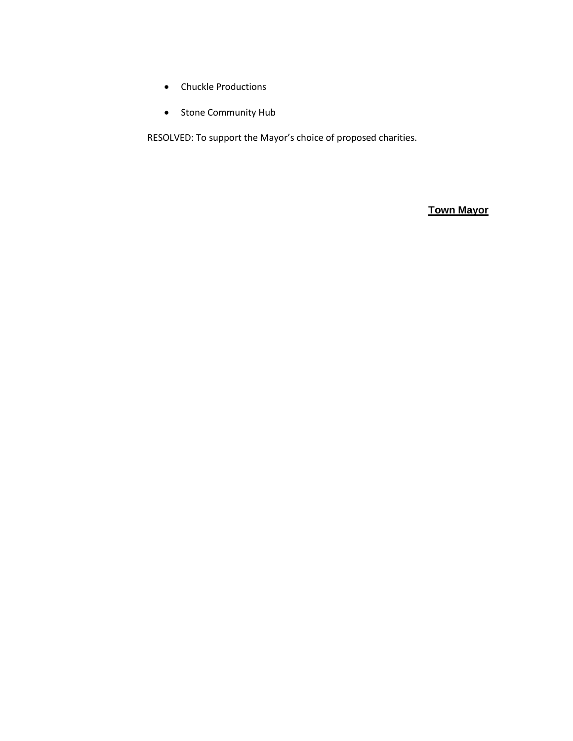- Chuckle Productions
- Stone Community Hub

RESOLVED: To support the Mayor’s choice of proposed charities.

**Town Mayor**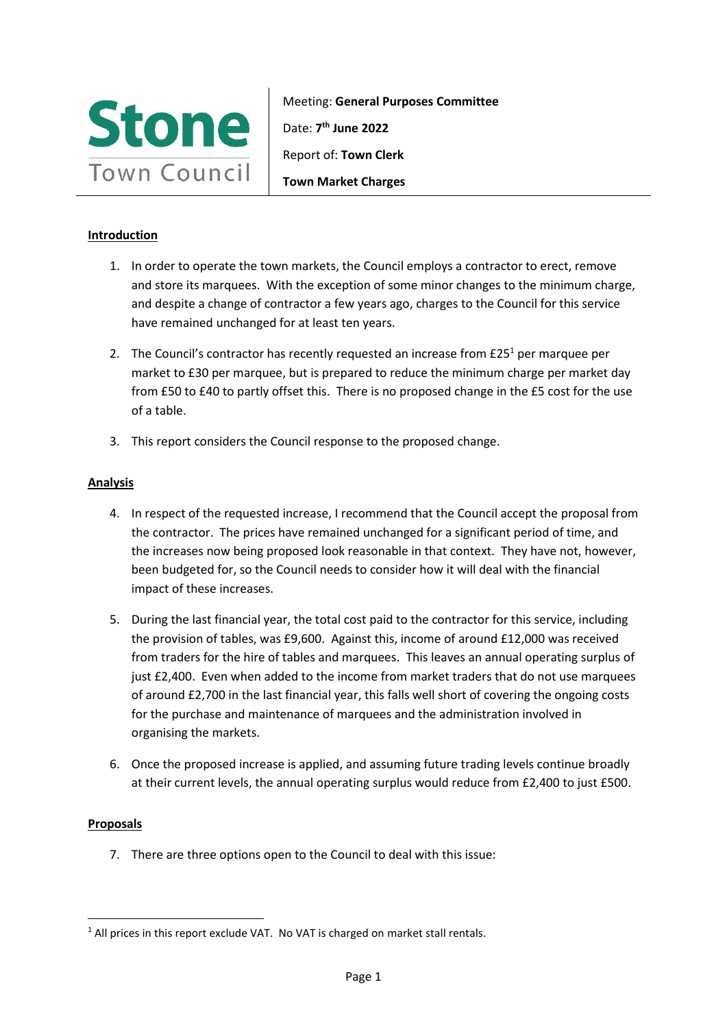**Stone Town Council**

Meeting: **General Purposes Committee**

Date: **7th June 2022**

Report of: **Town Clerk**

**Town Market Charges**

**Introduction**

1. In order to operate the town markets, the Council employs a contractor to erect, remove and store its marquees. With the exception of some minor changes to the minimum charge, and despite a change of contractor a few years ago, charges to the Council for this service have remained unchanged for at least ten years.

2. The Council's contractor has recently requested an increase from £25[1] per marquee per market to £30 per marquee, but is prepared to reduce the minimum charge per market day from £50 to £40 to partly offset this. There is no proposed change in the £5 cost for the use of a table.

3. This report considers the Council response to the proposed change.

**Analysis**

4. In respect of the requested increase, I recommend that the Council accept the proposal from the contractor. The prices have remained unchanged for a significant period of time, and the increases now being proposed look reasonable in that context. They have not, however, been budgeted for, so the Council needs to consider how it will deal with the financial impact of these increases.

5. During the last financial year, the total cost paid to the contractor for this service, including the provision of tables, was £9,600. Against this, income of around £12,000 was received from traders for the hire of tables and marquees. This leaves an annual operating surplus of just £2,400. Even when added to the income from market traders that do not use marquees of around £2,700 in the last financial year, this falls well short of covering the ongoing costs for the purchase and maintenance of marquees and the administration involved in organising the markets.

6. Once the proposed increase is applied, and assuming future trading levels continue broadly at their current levels, the annual operating surplus would reduce from £2,400 to just £500.

**Proposals**

7. There are three options open to the Council to deal with this issue:

[1] All prices in this report exclude VAT. No VAT is charged on market stall rentals.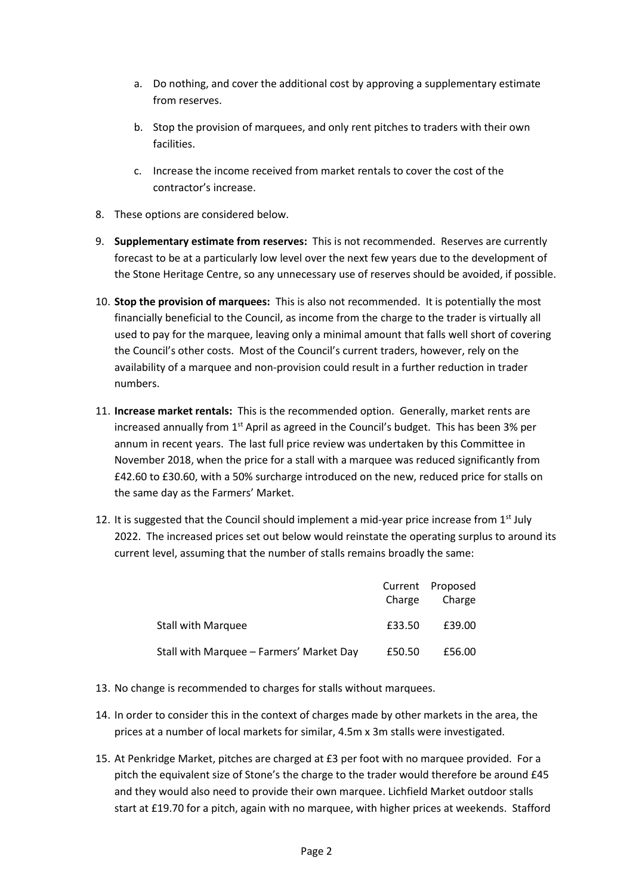a. Do nothing, and cover the additional cost by approving a supplementary estimate from reserves.

b. Stop the provision of marquees, and only rent pitches to traders with their own facilities.

c. Increase the income received from market rentals to cover the cost of the contractor's increase.

8. These options are considered below.

9. **Supplementary estimate from reserves:** This is not recommended. Reserves are currently forecast to be at a particularly low level over the next few years due to the development of the Stone Heritage Centre, so any unnecessary use of reserves should be avoided, if possible.

10. **Stop the provision of marquees:** This is also not recommended. It is potentially the most financially beneficial to the Council, as income from the charge to the trader is virtually all used to pay for the marquee, leaving only a minimal amount that falls well short of covering the Council's other costs. Most of the Council's current traders, however, rely on the availability of a marquee and non-provision could result in a further reduction in trader numbers.

11. **Increase market rentals:** This is the recommended option. Generally, market rents are increased annually from 1st April as agreed in the Council's budget. This has been 3% per annum in recent years. The last full price review was undertaken by this Committee in November 2018, when the price for a stall with a marquee was reduced significantly from £42.60 to £30.60, with a 50% surcharge introduced on the new, reduced price for stalls on the same day as the Farmers' Market.

12. It is suggested that the Council should implement a mid-year price increase from 1st July 2022. The increased prices set out below would reinstate the operating surplus to around its current level, assuming that the number of stalls remains broadly the same:

| | Current Charge | Proposed Charge |
|---|---|---|
| Stall with Marquee | £33.50 | £39.00 |
| Stall with Marquee – Farmers' Market Day | £50.50 | £56.00 |

13. No change is recommended to charges for stalls without marquees.

14. In order to consider this in the context of charges made by other markets in the area, the prices at a number of local markets for similar, 4.5m x 3m stalls were investigated.

15. At Penkridge Market, pitches are charged at £3 per foot with no marquee provided. For a pitch the equivalent size of Stone's the charge to the trader would therefore be around £45 and they would also need to provide their own marquee. Lichfield Market outdoor stalls start at £19.70 for a pitch, again with no marquee, with higher prices at weekends. Stafford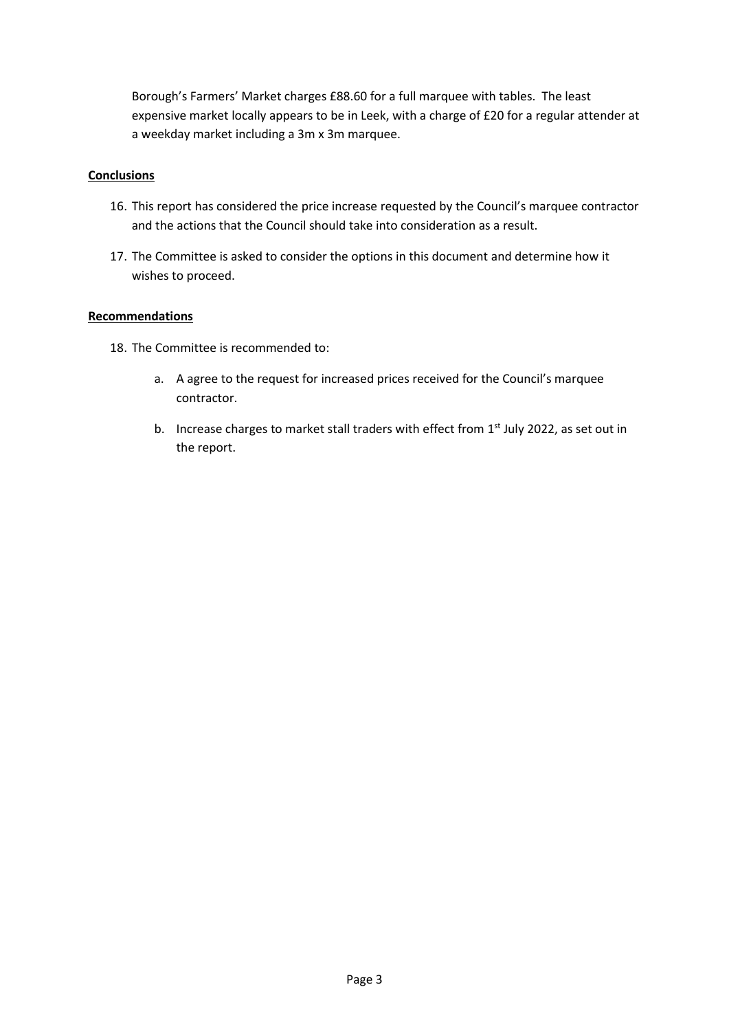Borough's Farmers' Market charges £88.60 for a full marquee with tables. The least expensive market locally appears to be in Leek, with a charge of £20 for a regular attender at a weekday market including a 3m x 3m marquee.

**Conclusions**

16. This report has considered the price increase requested by the Council's marquee contractor and the actions that the Council should take into consideration as a result.
17. The Committee is asked to consider the options in this document and determine how it wishes to proceed.

**Recommendations**

18. The Committee is recommended to:

    a. A agree to the request for increased prices received for the Council's marquee contractor.

    b. Increase charges to market stall traders with effect from 1st July 2022, as set out in the report.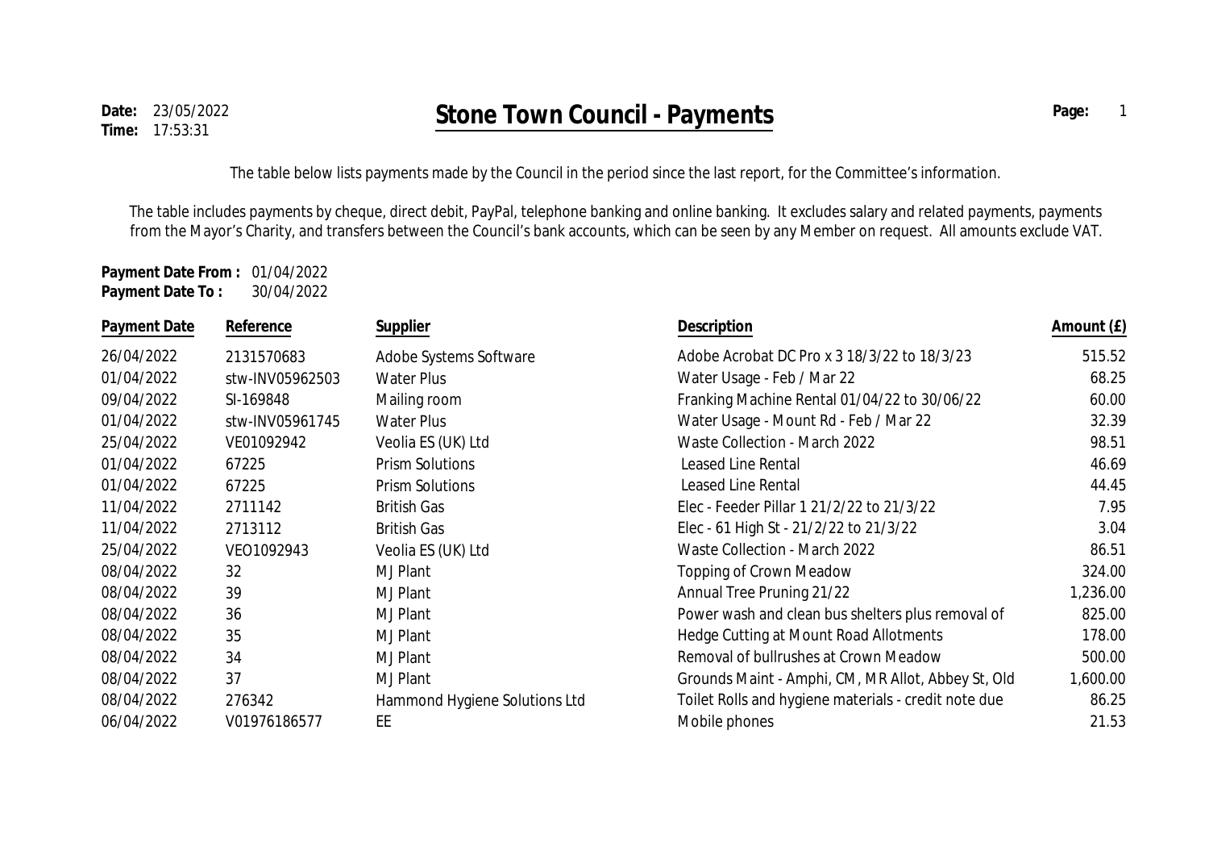**Date:** 23/05/2022
**Time:** 17:53:31

# Stone Town Council - Payments

The table below lists payments made by the Council in the period since the last report, for the Committee's information.

The table includes payments by cheque, direct debit, PayPal, telephone banking and online banking. It excludes salary and related payments, payments from the Mayor's Charity, and transfers between the Council's bank accounts, which can be seen by any Member on request. All amounts exclude VAT.

**Payment Date From :** 01/04/2022
**Payment Date To :** 30/04/2022

| Payment Date | Reference | Supplier | Description | Amount (£) |
|---|---|---|---|---|
| 26/04/2022 | 2131570683 | Adobe Systems Software | Adobe Acrobat DC Pro x 3 18/3/22 to 18/3/23 | 515.52 |
| 01/04/2022 | stw-INV05962503 | Water Plus | Water Usage - Feb / Mar 22 | 68.25 |
| 09/04/2022 | SI-169848 | Mailing room | Franking Machine Rental 01/04/22 to 30/06/22 | 60.00 |
| 01/04/2022 | stw-INV05961745 | Water Plus | Water Usage - Mount Rd - Feb / Mar 22 | 32.39 |
| 25/04/2022 | VE01092942 | Veolia ES (UK) Ltd | Waste Collection - March 2022 | 98.51 |
| 01/04/2022 | 67225 | Prism Solutions | Leased Line Rental | 46.69 |
| 01/04/2022 | 67225 | Prism Solutions | Leased Line Rental | 44.45 |
| 11/04/2022 | 2711142 | British Gas | Elec - Feeder Pillar 1 21/2/22 to 21/3/22 | 7.95 |
| 11/04/2022 | 2713112 | British Gas | Elec - 61 High St - 21/2/22 to 21/3/22 | 3.04 |
| 25/04/2022 | VEO1092943 | Veolia ES (UK) Ltd | Waste Collection - March 2022 | 86.51 |
| 08/04/2022 | 32 | MJ Plant | Topping of Crown Meadow | 324.00 |
| 08/04/2022 | 39 | MJ Plant | Annual Tree Pruning 21/22 | 1,236.00 |
| 08/04/2022 | 36 | MJ Plant | Power wash and clean bus shelters plus removal of | 825.00 |
| 08/04/2022 | 35 | MJ Plant | Hedge Cutting at Mount Road Allotments | 178.00 |
| 08/04/2022 | 34 | MJ Plant | Removal of bullrushes at Crown Meadow | 500.00 |
| 08/04/2022 | 37 | MJ Plant | Grounds Maint - Amphi, CM, MR Allot, Abbey St, Old | 1,600.00 |
| 08/04/2022 | 276342 | Hammond Hygiene Solutions Ltd | Toilet Rolls and hygiene materials - credit note due | 86.25 |
| 06/04/2022 | V01976186577 | EE | Mobile phones | 21.53 |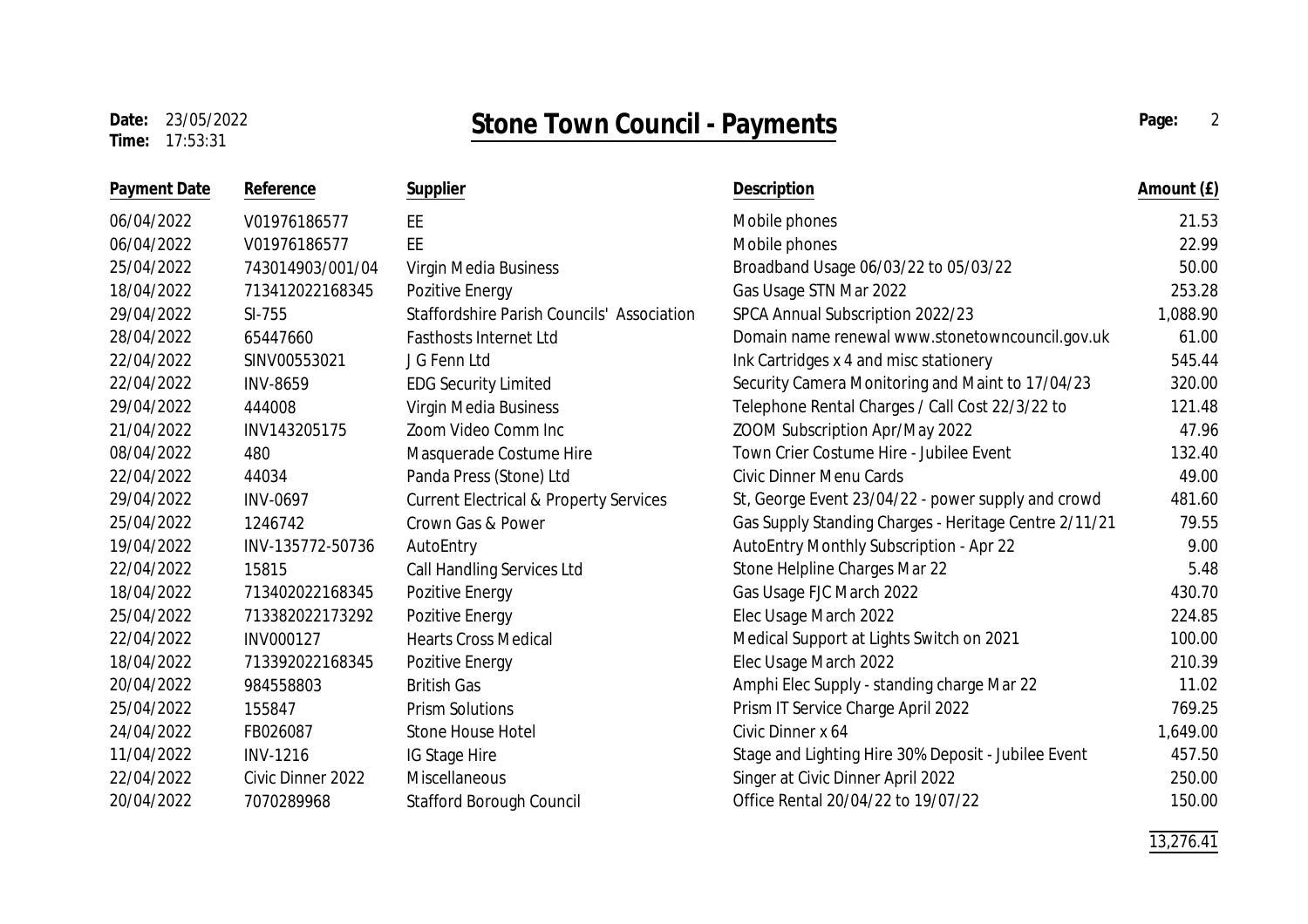Date: 23/05/2022
Time: 17:53:31

# Stone Town Council - Payments

| Payment Date | Reference | Supplier | Description | Amount (£) |
|---|---|---|---|---|
| 06/04/2022 | V01976186577 | EE | Mobile phones | 21.53 |
| 06/04/2022 | V01976186577 | EE | Mobile phones | 22.99 |
| 25/04/2022 | 743014903/001/04 | Virgin Media Business | Broadband Usage 06/03/22 to 05/03/22 | 50.00 |
| 18/04/2022 | 713412022168345 | Pozitive Energy | Gas Usage STN Mar 2022 | 253.28 |
| 29/04/2022 | SI-755 | Staffordshire Parish Councils' Association | SPCA Annual Subscription 2022/23 | 1,088.90 |
| 28/04/2022 | 65447660 | Fasthosts Internet Ltd | Domain name renewal www.stonetowncouncil.gov.uk | 61.00 |
| 22/04/2022 | SINV00553021 | J G Fenn Ltd | Ink Cartridges x 4 and misc stationery | 545.44 |
| 22/04/2022 | INV-8659 | EDG Security Limited | Security Camera Monitoring and Maint to 17/04/23 | 320.00 |
| 29/04/2022 | 444008 | Virgin Media Business | Telephone Rental Charges / Call Cost 22/3/22 to | 121.48 |
| 21/04/2022 | INV143205175 | Zoom Video Comm Inc | ZOOM Subscription Apr/May 2022 | 47.96 |
| 08/04/2022 | 480 | Masquerade Costume Hire | Town Crier Costume Hire - Jubilee Event | 132.40 |
| 22/04/2022 | 44034 | Panda Press (Stone) Ltd | Civic Dinner Menu Cards | 49.00 |
| 29/04/2022 | INV-0697 | Current Electrical & Property Services | St, George Event 23/04/22 - power supply and crowd | 481.60 |
| 25/04/2022 | 1246742 | Crown Gas & Power | Gas Supply Standing Charges - Heritage Centre 2/11/21 | 79.55 |
| 19/04/2022 | INV-135772-50736 | AutoEntry | AutoEntry Monthly Subscription - Apr 22 | 9.00 |
| 22/04/2022 | 15815 | Call Handling Services Ltd | Stone Helpline Charges Mar 22 | 5.48 |
| 18/04/2022 | 713402022168345 | Pozitive Energy | Gas Usage FJC March 2022 | 430.70 |
| 25/04/2022 | 713382022173292 | Pozitive Energy | Elec Usage March 2022 | 224.85 |
| 22/04/2022 | INV000127 | Hearts Cross Medical | Medical Support at Lights Switch on 2021 | 100.00 |
| 18/04/2022 | 713392022168345 | Pozitive Energy | Elec Usage March 2022 | 210.39 |
| 20/04/2022 | 984558803 | British Gas | Amphi Elec Supply - standing charge Mar 22 | 11.02 |
| 25/04/2022 | 155847 | Prism Solutions | Prism IT Service Charge April 2022 | 769.25 |
| 24/04/2022 | FB026087 | Stone House Hotel | Civic Dinner x 64 | 1,649.00 |
| 11/04/2022 | INV-1216 | IG Stage Hire | Stage and Lighting Hire 30% Deposit - Jubilee Event | 457.50 |
| 22/04/2022 | Civic Dinner 2022 | Miscellaneous | Singer at Civic Dinner April 2022 | 250.00 |
| 20/04/2022 | 7070289968 | Stafford Borough Council | Office Rental 20/04/22 to 19/07/22 | 150.00 |
| | | | | 13,276.41 |